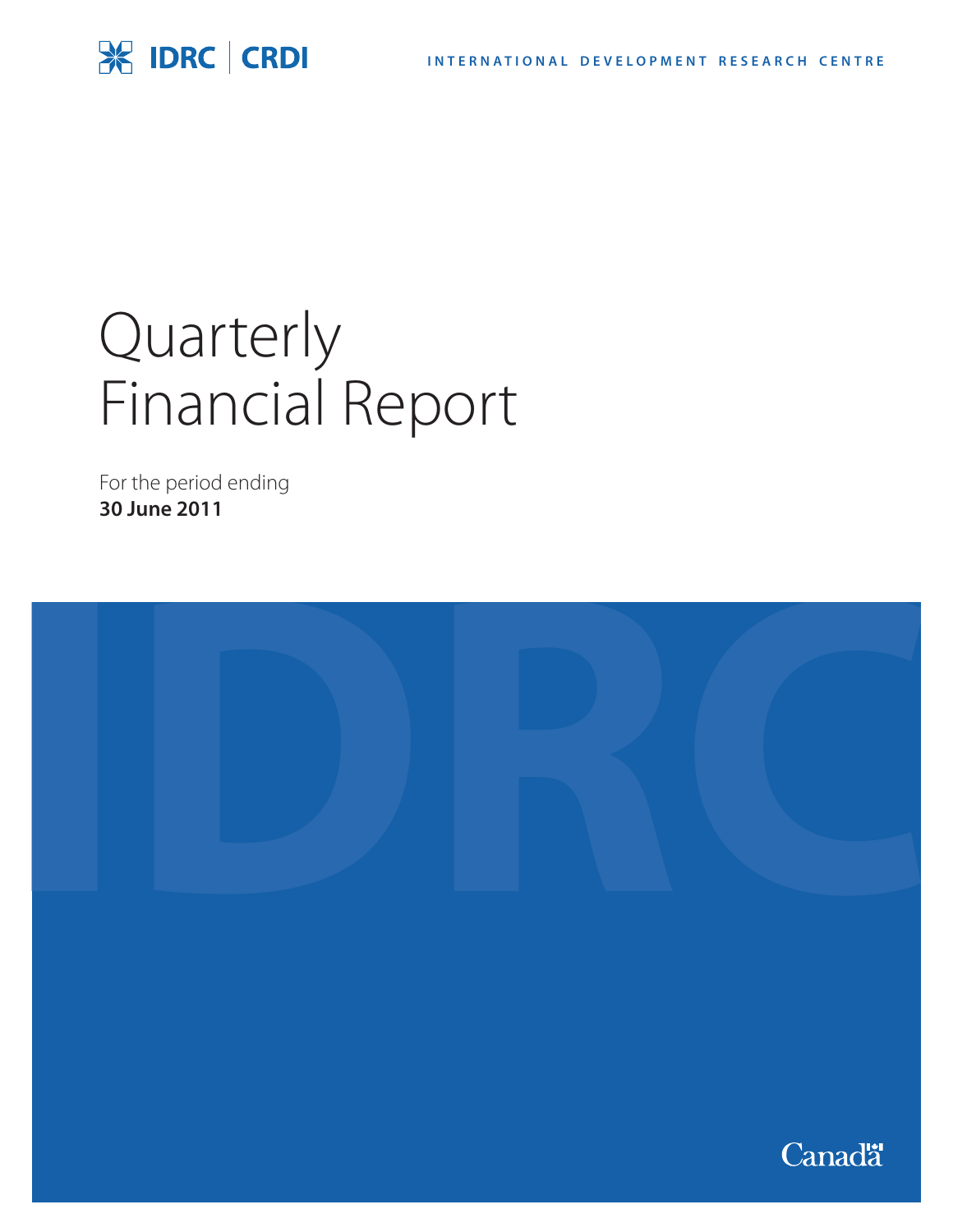IDRC | CRDI

INTERNATIONAL DEVELOPMENT RESEARCH CENTRE

# Quarterly Financial Report

For the period ending
**30 June 2011**

Canada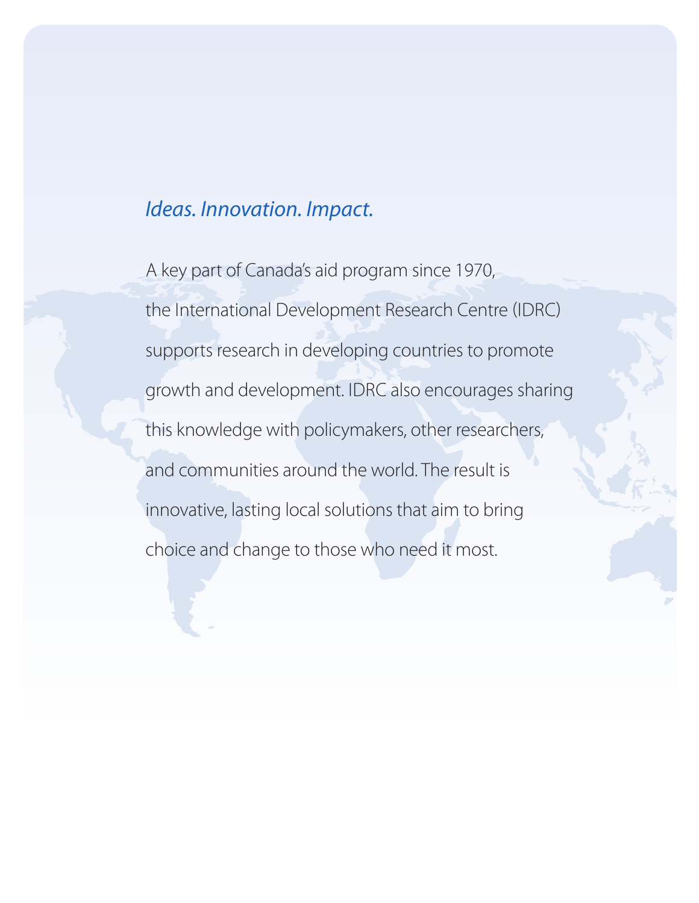*Ideas. Innovation. Impact.*

A key part of Canada's aid program since 1970, the International Development Research Centre (IDRC) supports research in developing countries to promote growth and development. IDRC also encourages sharing this knowledge with policymakers, other researchers, and communities around the world. The result is innovative, lasting local solutions that aim to bring choice and change to those who need it most.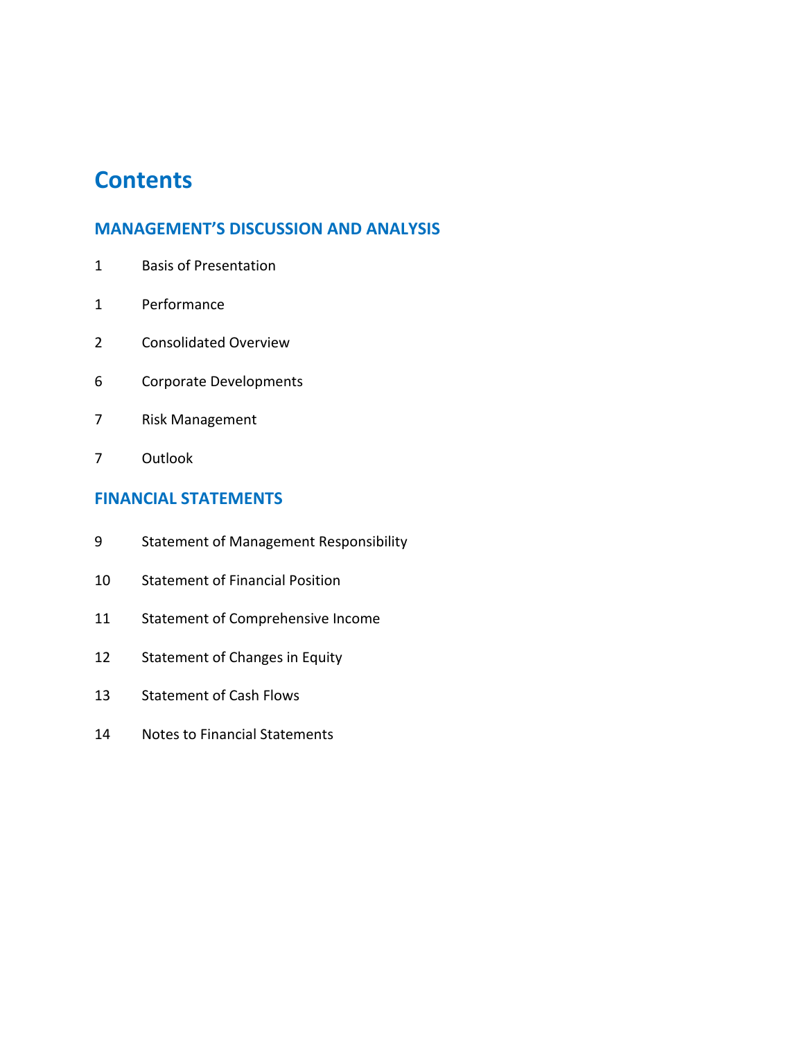# Contents

## MANAGEMENT'S DISCUSSION AND ANALYSIS

| | |
|---|---|
| 1 | Basis of Presentation |
| 1 | Performance |
| 2 | Consolidated Overview |
| 6 | Corporate Developments |
| 7 | Risk Management |
| 7 | Outlook |

## FINANCIAL STATEMENTS

| | |
|---|---|
| 9 | Statement of Management Responsibility |
| 10 | Statement of Financial Position |
| 11 | Statement of Comprehensive Income |
| 12 | Statement of Changes in Equity |
| 13 | Statement of Cash Flows |
| 14 | Notes to Financial Statements |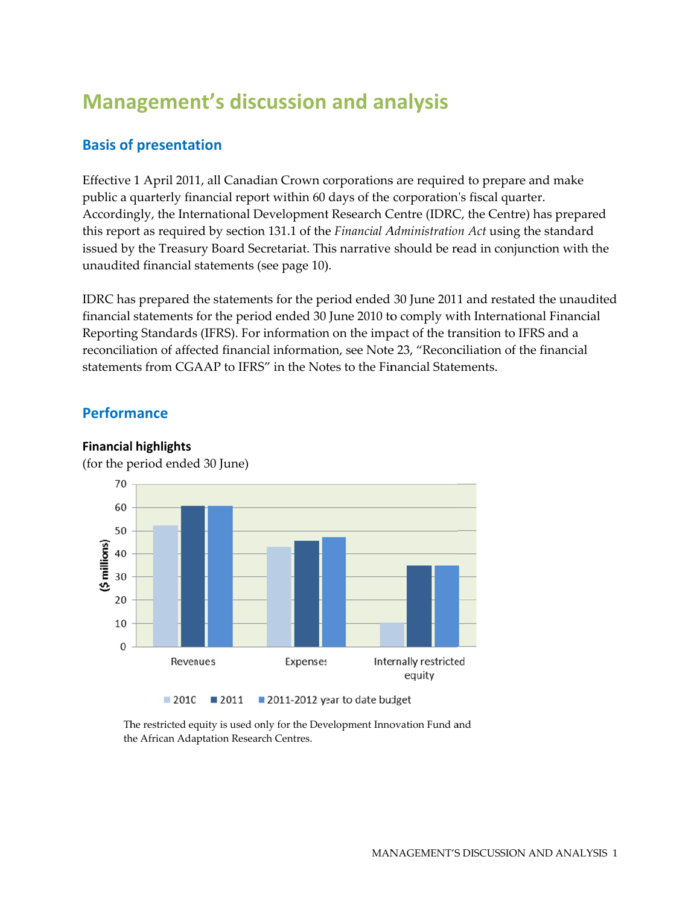# Management's discussion and analysis

## Basis of presentation

Effective 1 April 2011, all Canadian Crown corporations are required to prepare and make public a quarterly financial report within 60 days of the corporation's fiscal quarter. Accordingly, the International Development Research Centre (IDRC, the Centre) has prepared this report as required by section 131.1 of the *Financial Administration Act* using the standard issued by the Treasury Board Secretariat. This narrative should be read in conjunction with the unaudited financial statements (see page 10).

IDRC has prepared the statements for the period ended 30 June 2011 and restated the unaudited financial statements for the period ended 30 June 2010 to comply with International Financial Reporting Standards (IFRS). For information on the impact of the transition to IFRS and a reconciliation of affected financial information, see Note 23, "Reconciliation of the financial statements from CGAAP to IFRS" in the Notes to the Financial Statements.

## Performance

### Financial highlights

(for the period ended 30 June)

The restricted equity is used only for the Development Innovation Fund and the African Adaptation Research Centres.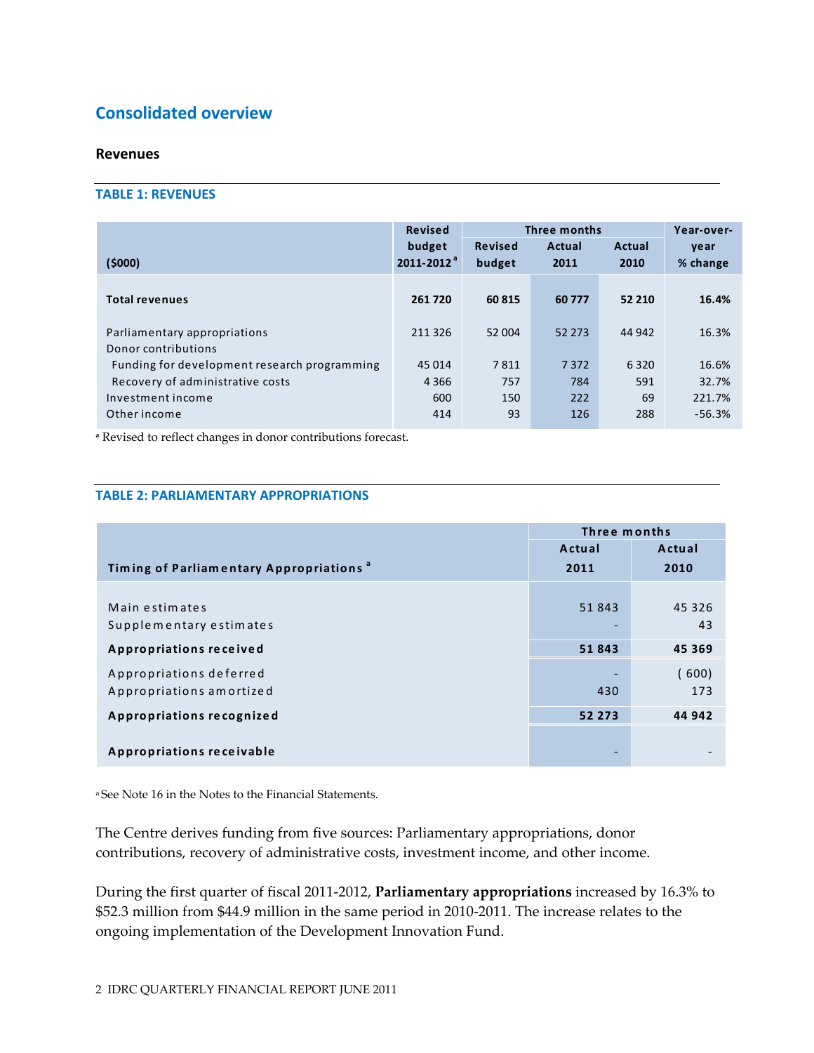## Consolidated overview

### Revenues

**TABLE 1: REVENUES**

| ($000) | Revised budget 2011-2012 [a] | Three months | | | Year-over-year % change |
|---|---|---|---|---|---|
| | | Revised budget | Actual 2011 | Actual 2010 | |
| **Total revenues** | **261 720** | **60 815** | **60 777** | **52 210** | **16.4%** |
| Parliamentary appropriations | 211 326 | 52 004 | 52 273 | 44 942 | 16.3% |
| Donor contributions | | | | | |
| Funding for development research programming | 45 014 | 7 811 | 7 372 | 6 320 | 16.6% |
| Recovery of administrative costs | 4 366 | 757 | 784 | 591 | 32.7% |
| Investment income | 600 | 150 | 222 | 69 | 221.7% |
| Other income | 414 | 93 | 126 | 288 | -56.3% |

[a] Revised to reflect changes in donor contributions forecast.

**TABLE 2: PARLIAMENTARY APPROPRIATIONS**

| Timing of Parliamentary Appropriations [a] | Three months | |
|---|---|---|
| | Actual 2011 | Actual 2010 |
| Main estimates | 51 843 | 45 326 |
| Supplementary estimates | - | 43 |
| **Appropriations received** | **51 843** | **45 369** |
| Appropriations deferred | - | ( 600) |
| Appropriations amortized | 430 | 173 |
| **Appropriations recognized** | **52 273** | **44 942** |
| **Appropriations receivable** | - | - |

[a] See Note 16 in the Notes to the Financial Statements.

The Centre derives funding from five sources: Parliamentary appropriations, donor contributions, recovery of administrative costs, investment income, and other income.

During the first quarter of fiscal 2011-2012, **Parliamentary appropriations** increased by 16.3% to $52.3 million from $44.9 million in the same period in 2010-2011. The increase relates to the ongoing implementation of the Development Innovation Fund.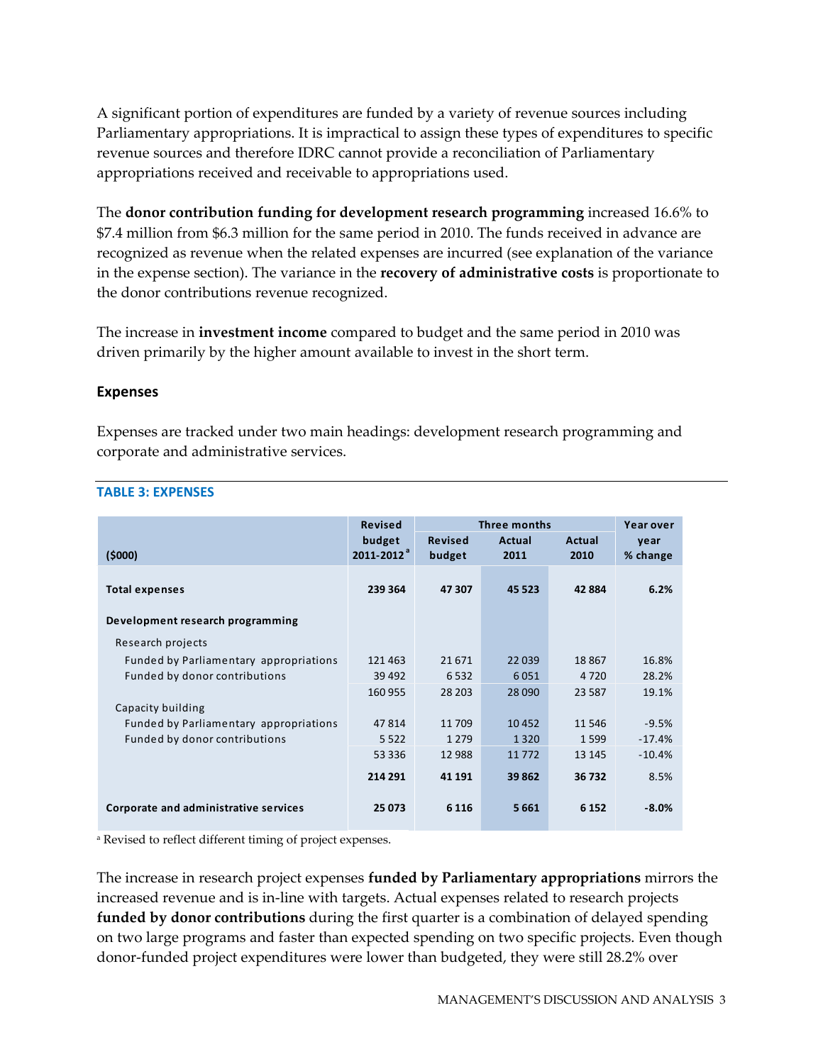A significant portion of expenditures are funded by a variety of revenue sources including Parliamentary appropriations. It is impractical to assign these types of expenditures to specific revenue sources and therefore IDRC cannot provide a reconciliation of Parliamentary appropriations received and receivable to appropriations used.

The **donor contribution funding for development research programming** increased 16.6% to $7.4 million from $6.3 million for the same period in 2010. The funds received in advance are recognized as revenue when the related expenses are incurred (see explanation of the variance in the expense section). The variance in the **recovery of administrative costs** is proportionate to the donor contributions revenue recognized.

The increase in **investment income** compared to budget and the same period in 2010 was driven primarily by the higher amount available to invest in the short term.

### Expenses

Expenses are tracked under two main headings: development research programming and corporate and administrative services.

**TABLE 3: EXPENSES**

| ($000) | Revised budget 2011-2012 [a] | Three months | | | Year over year % change |
|---|---|---|---|---|---|
| | | Revised budget | Actual 2011 | Actual 2010 | |
| **Total expenses** | **239 364** | **47 307** | **45 523** | **42 884** | **6.2%** |
| **Development research programming** | | | | | |
| Research projects | | | | | |
| Funded by Parliamentary appropriations | 121 463 | 21 671 | 22 039 | 18 867 | 16.8% |
| Funded by donor contributions | 39 492 | 6 532 | 6 051 | 4 720 | 28.2% |
| | 160 955 | 28 203 | 28 090 | 23 587 | 19.1% |
| Capacity building | | | | | |
| Funded by Parliamentary appropriations | 47 814 | 11 709 | 10 452 | 11 546 | -9.5% |
| Funded by donor contributions | 5 522 | 1 279 | 1 320 | 1 599 | -17.4% |
| | 53 336 | 12 988 | 11 772 | 13 145 | -10.4% |
| | **214 291** | **41 191** | **39 862** | **36 732** | 8.5% |
| **Corporate and administrative services** | **25 073** | **6 116** | **5 661** | **6 152** | **-8.0%** |

[a] Revised to reflect different timing of project expenses.

The increase in research project expenses **funded by Parliamentary appropriations** mirrors the increased revenue and is in-line with targets. Actual expenses related to research projects **funded by donor contributions** during the first quarter is a combination of delayed spending on two large programs and faster than expected spending on two specific projects. Even though donor-funded project expenditures were lower than budgeted, they were still 28.2% over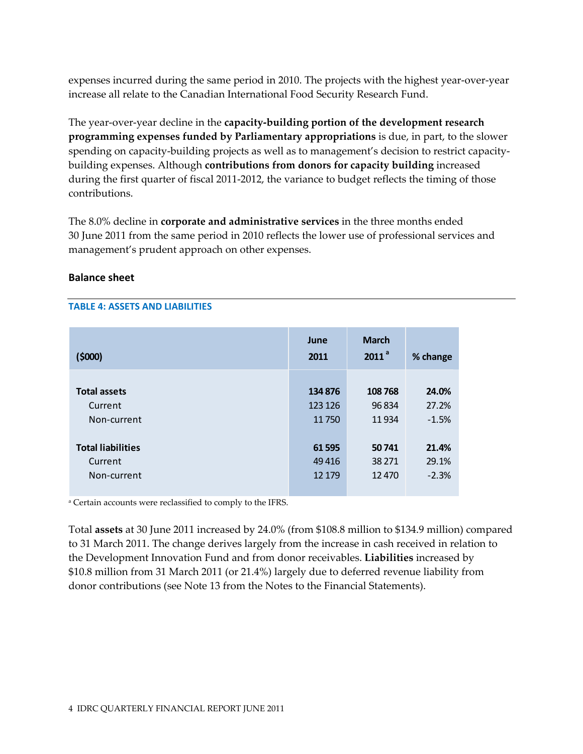expenses incurred during the same period in 2010. The projects with the highest year-over-year increase all relate to the Canadian International Food Security Research Fund.

The year-over-year decline in the **capacity-building portion of the development research programming expenses funded by Parliamentary appropriations** is due, in part, to the slower spending on capacity-building projects as well as to management's decision to restrict capacity-building expenses. Although **contributions from donors for capacity building** increased during the first quarter of fiscal 2011-2012, the variance to budget reflects the timing of those contributions.

The 8.0% decline in **corporate and administrative services** in the three months ended 30 June 2011 from the same period in 2010 reflects the lower use of professional services and management's prudent approach on other expenses.

### Balance sheet

**TABLE 4: ASSETS AND LIABILITIES**

| ($000) | June 2011 | March 2011 [a] | % change |
|---|---|---|---|
| **Total assets** | **134 876** | **108 768** | **24.0%** |
| Current | 123 126 | 96 834 | 27.2% |
| Non-current | 11 750 | 11 934 | -1.5% |
| **Total liabilities** | **61 595** | **50 741** | **21.4%** |
| Current | 49 416 | 38 271 | 29.1% |
| Non-current | 12 179 | 12 470 | -2.3% |

[a] Certain accounts were reclassified to comply to the IFRS.

Total **assets** at 30 June 2011 increased by 24.0% (from $108.8 million to $134.9 million) compared to 31 March 2011. The change derives largely from the increase in cash received in relation to the Development Innovation Fund and from donor receivables. **Liabilities** increased by $10.8 million from 31 March 2011 (or 21.4%) largely due to deferred revenue liability from donor contributions (see Note 13 from the Notes to the Financial Statements).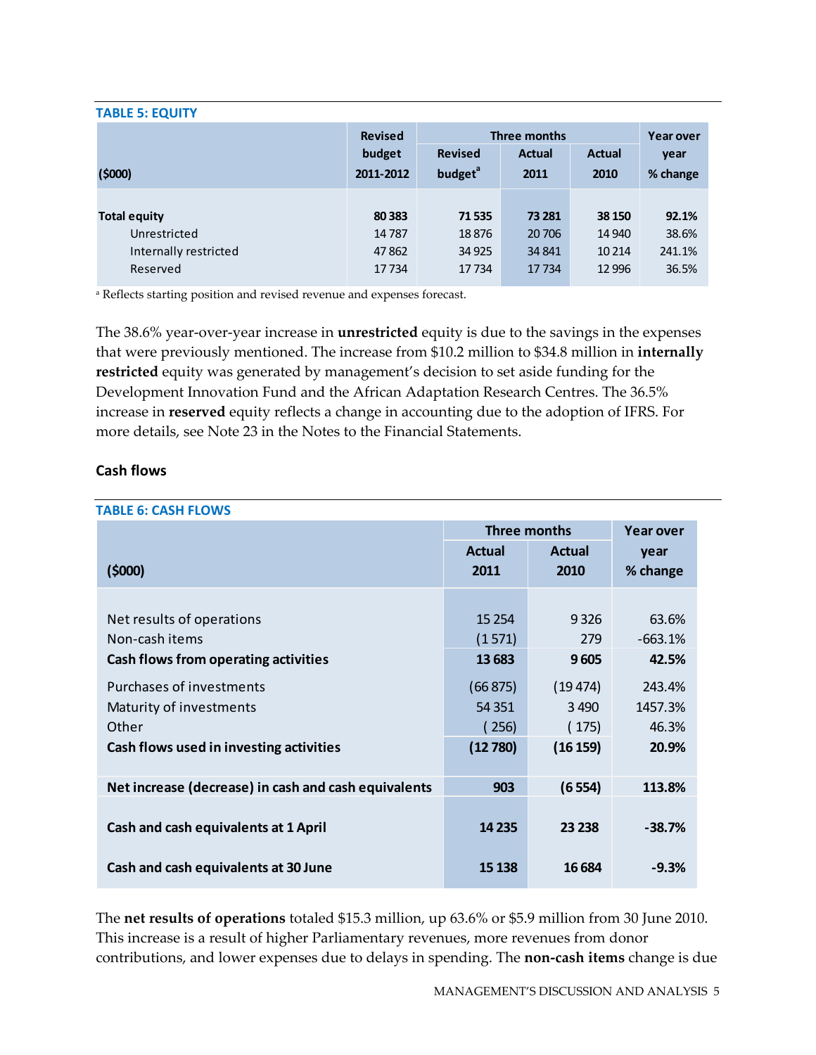**TABLE 5: EQUITY**

| ($000) | Revised budget 2011-2012 | Three months | | | Year over year % change |
|---|---|---|---|---|---|
| | | Revised budget[a] | Actual 2011 | Actual 2010 | |
| **Total equity** | **80 383** | **71 535** | **73 281** | **38 150** | **92.1%** |
| Unrestricted | 14 787 | 18 876 | 20 706 | 14 940 | 38.6% |
| Internally restricted | 47 862 | 34 925 | 34 841 | 10 214 | 241.1% |
| Reserved | 17 734 | 17 734 | 17 734 | 12 996 | 36.5% |

[a] Reflects starting position and revised revenue and expenses forecast.

The 38.6% year-over-year increase in **unrestricted** equity is due to the savings in the expenses that were previously mentioned. The increase from $10.2 million to $34.8 million in **internally restricted** equity was generated by management's decision to set aside funding for the Development Innovation Fund and the African Adaptation Research Centres. The 36.5% increase in **reserved** equity reflects a change in accounting due to the adoption of IFRS. For more details, see Note 23 in the Notes to the Financial Statements.

## Cash flows

**TABLE 6: CASH FLOWS**

| ($000) | Three months | | Year over year % change |
|---|---|---|---|
| | Actual 2011 | Actual 2010 | |
| Net results of operations | 15 254 | 9 326 | 63.6% |
| Non-cash items | (1 571) | 279 | -663.1% |
| **Cash flows from operating activities** | **13 683** | **9 605** | **42.5%** |
| Purchases of investments | (66 875) | (19 474) | 243.4% |
| Maturity of investments | 54 351 | 3 490 | 1457.3% |
| Other | ( 256) | ( 175) | 46.3% |
| **Cash flows used in investing activities** | **(12 780)** | **(16 159)** | **20.9%** |
| **Net increase (decrease) in cash and cash equivalents** | **903** | **(6 554)** | **113.8%** |
| **Cash and cash equivalents at 1 April** | **14 235** | **23 238** | **-38.7%** |
| **Cash and cash equivalents at 30 June** | **15 138** | **16 684** | **-9.3%** |

The **net results of operations** totaled $15.3 million, up 63.6% or $5.9 million from 30 June 2010. This increase is a result of higher Parliamentary revenues, more revenues from donor contributions, and lower expenses due to delays in spending. The **non-cash items** change is due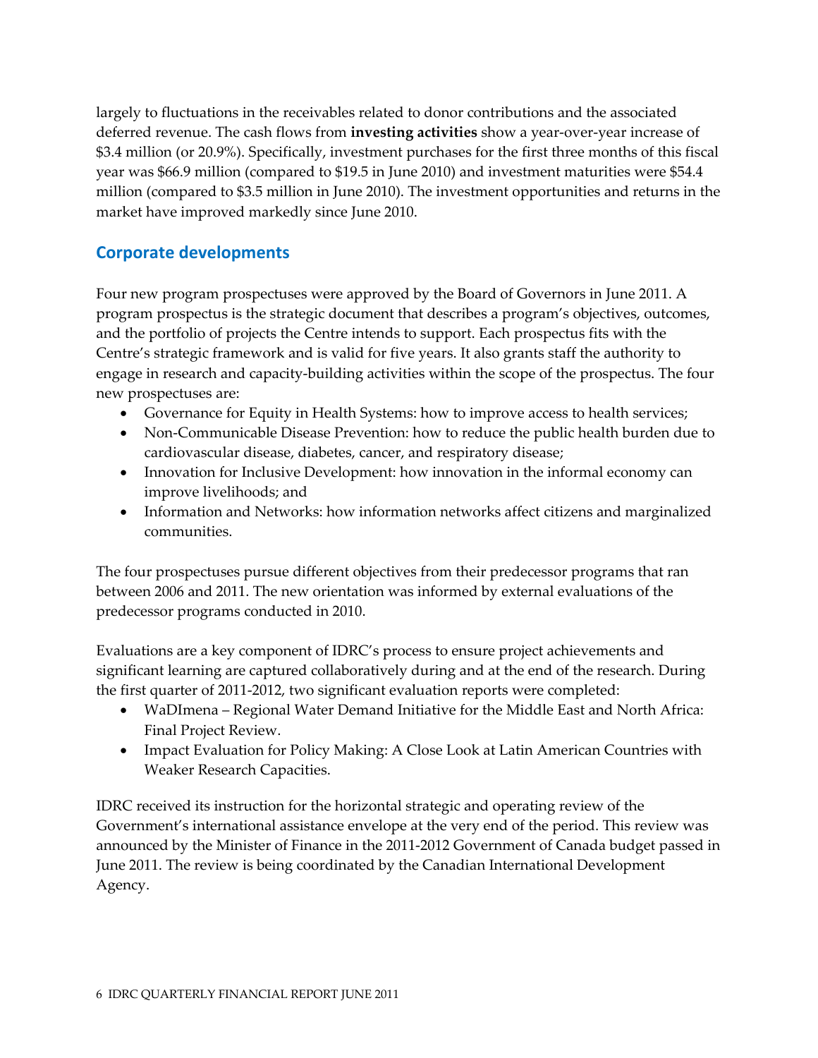largely to fluctuations in the receivables related to donor contributions and the associated deferred revenue. The cash flows from **investing activities** show a year-over-year increase of $3.4 million (or 20.9%). Specifically, investment purchases for the first three months of this fiscal year was $66.9 million (compared to $19.5 in June 2010) and investment maturities were $54.4 million (compared to $3.5 million in June 2010). The investment opportunities and returns in the market have improved markedly since June 2010.

## Corporate developments

Four new program prospectuses were approved by the Board of Governors in June 2011. A program prospectus is the strategic document that describes a program's objectives, outcomes, and the portfolio of projects the Centre intends to support. Each prospectus fits with the Centre's strategic framework and is valid for five years. It also grants staff the authority to engage in research and capacity-building activities within the scope of the prospectus. The four new prospectuses are:

- Governance for Equity in Health Systems: how to improve access to health services;
- Non-Communicable Disease Prevention: how to reduce the public health burden due to cardiovascular disease, diabetes, cancer, and respiratory disease;
- Innovation for Inclusive Development: how innovation in the informal economy can improve livelihoods; and
- Information and Networks: how information networks affect citizens and marginalized communities.

The four prospectuses pursue different objectives from their predecessor programs that ran between 2006 and 2011. The new orientation was informed by external evaluations of the predecessor programs conducted in 2010.

Evaluations are a key component of IDRC's process to ensure project achievements and significant learning are captured collaboratively during and at the end of the research. During the first quarter of 2011-2012, two significant evaluation reports were completed:

- WaDImena – Regional Water Demand Initiative for the Middle East and North Africa: Final Project Review.
- Impact Evaluation for Policy Making: A Close Look at Latin American Countries with Weaker Research Capacities.

IDRC received its instruction for the horizontal strategic and operating review of the Government's international assistance envelope at the very end of the period. This review was announced by the Minister of Finance in the 2011-2012 Government of Canada budget passed in June 2011. The review is being coordinated by the Canadian International Development Agency.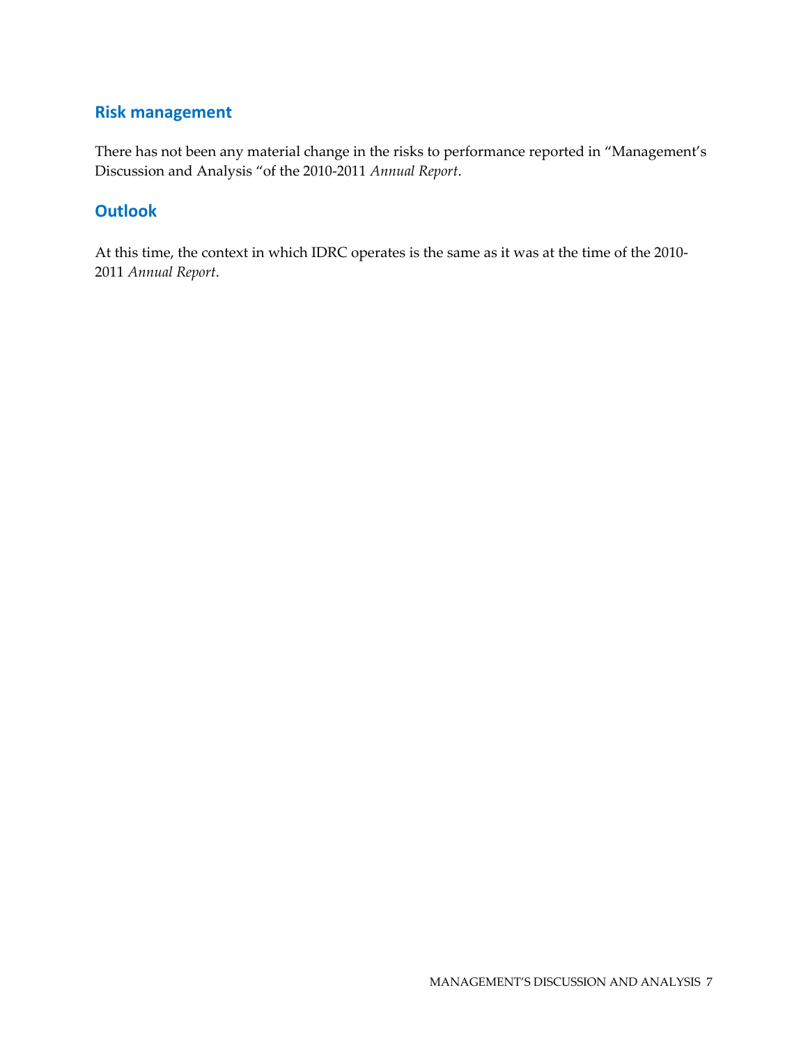## Risk management

There has not been any material change in the risks to performance reported in "Management's Discussion and Analysis "of the 2010-2011 *Annual Report*.

## Outlook

At this time, the context in which IDRC operates is the same as it was at the time of the 2010-2011 *Annual Report*.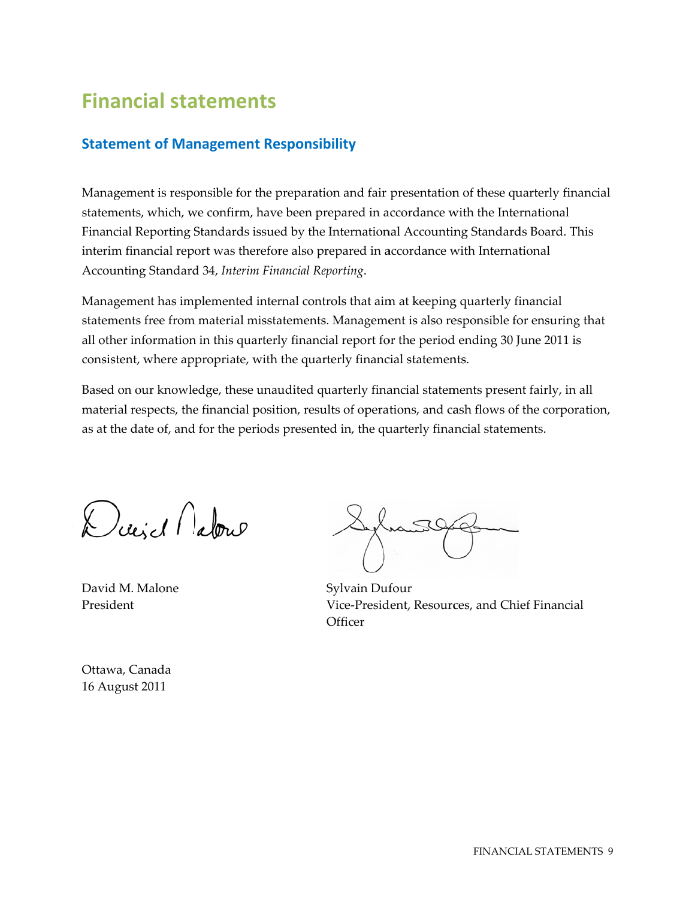# Financial statements

## Statement of Management Responsibility

Management is responsible for the preparation and fair presentation of these quarterly financial statements, which, we confirm, have been prepared in accordance with the International Financial Reporting Standards issued by the International Accounting Standards Board. This interim financial report was therefore also prepared in accordance with International Accounting Standard 34, *Interim Financial Reporting*.

Management has implemented internal controls that aim at keeping quarterly financial statements free from material misstatements. Management is also responsible for ensuring that all other information in this quarterly financial report for the period ending 30 June 2011 is consistent, where appropriate, with the quarterly financial statements.

Based on our knowledge, these unaudited quarterly financial statements present fairly, in all material respects, the financial position, results of operations, and cash flows of the corporation, as at the date of, and for the periods presented in, the quarterly financial statements.

David M. Malone
President

Sylvain Dufour
Vice-President, Resources, and Chief Financial Officer

Ottawa, Canada
16 August 2011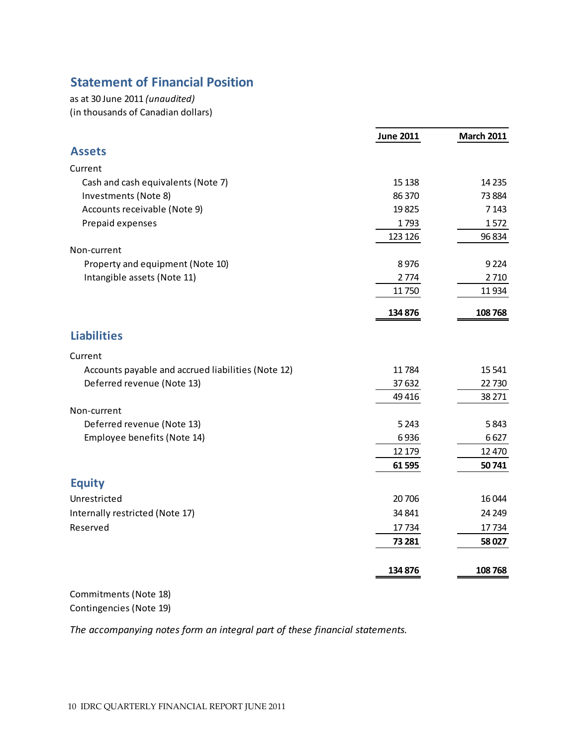## Statement of Financial Position

as at 30 June 2011 *(unaudited)*
(in thousands of Canadian dollars)

| | June 2011 | March 2011 |
|---|---|---|
| **Assets** | | |
| Current | | |
| Cash and cash equivalents (Note 7) | 15 138 | 14 235 |
| Investments (Note 8) | 86 370 | 73 884 |
| Accounts receivable (Note 9) | 19 825 | 7 143 |
| Prepaid expenses | 1 793 | 1 572 |
| | 123 126 | 96 834 |
| Non-current | | |
| Property and equipment (Note 10) | 8 976 | 9 224 |
| Intangible assets (Note 11) | 2 774 | 2 710 |
| | 11 750 | 11 934 |
| | **134 876** | **108 768** |
| **Liabilities** | | |
| Current | | |
| Accounts payable and accrued liabilities (Note 12) | 11 784 | 15 541 |
| Deferred revenue (Note 13) | 37 632 | 22 730 |
| | 49 416 | 38 271 |
| Non-current | | |
| Deferred revenue (Note 13) | 5 243 | 5 843 |
| Employee benefits (Note 14) | 6 936 | 6 627 |
| | 12 179 | 12 470 |
| | **61 595** | **50 741** |
| **Equity** | | |
| Unrestricted | 20 706 | 16 044 |
| Internally restricted (Note 17) | 34 841 | 24 249 |
| Reserved | 17 734 | 17 734 |
| | **73 281** | **58 027** |
| | **134 876** | **108 768** |

Commitments (Note 18)
Contingencies (Note 19)

*The accompanying notes form an integral part of these financial statements.*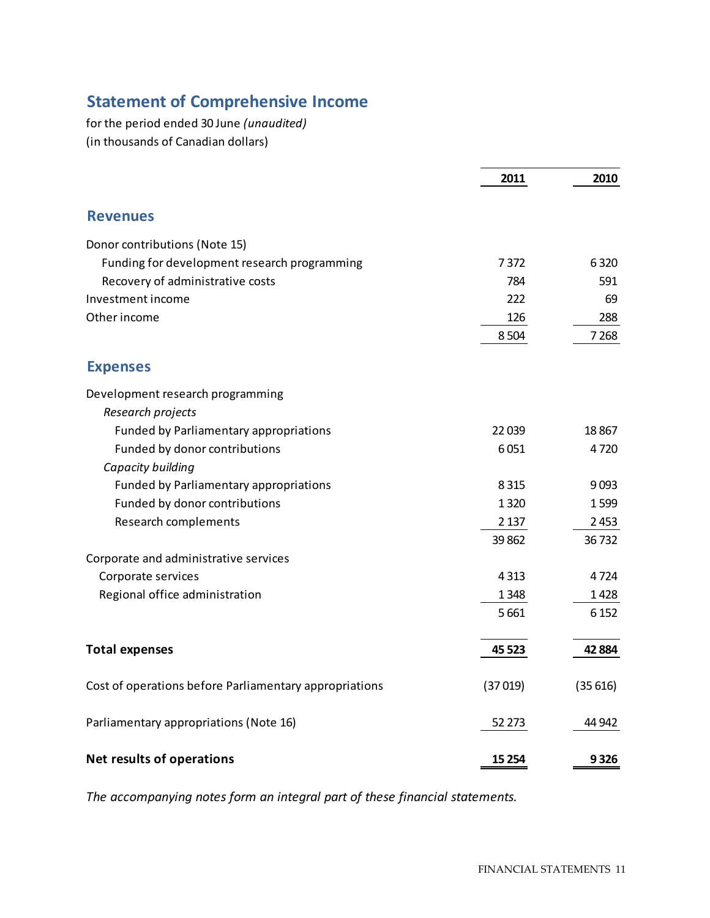## Statement of Comprehensive Income

for the period ended 30 June *(unaudited)*
(in thousands of Canadian dollars)

| | 2011 | 2010 |
|---|---|---|
| **Revenues** | | |
| Donor contributions (Note 15) | | |
| Funding for development research programming | 7 372 | 6 320 |
| Recovery of administrative costs | 784 | 591 |
| Investment income | 222 | 69 |
| Other income | 126 | 288 |
| | 8 504 | 7 268 |
| **Expenses** | | |
| Development research programming | | |
| *Research projects* | | |
| Funded by Parliamentary appropriations | 22 039 | 18 867 |
| Funded by donor contributions | 6 051 | 4 720 |
| *Capacity building* | | |
| Funded by Parliamentary appropriations | 8 315 | 9 093 |
| Funded by donor contributions | 1 320 | 1 599 |
| Research complements | 2 137 | 2 453 |
| | 39 862 | 36 732 |
| Corporate and administrative services | | |
| Corporate services | 4 313 | 4 724 |
| Regional office administration | 1 348 | 1 428 |
| | 5 661 | 6 152 |
| **Total expenses** | **45 523** | **42 884** |
| Cost of operations before Parliamentary appropriations | (37 019) | (35 616) |
| Parliamentary appropriations (Note 16) | 52 273 | 44 942 |
| **Net results of operations** | **15 254** | **9 326** |

*The accompanying notes form an integral part of these financial statements.*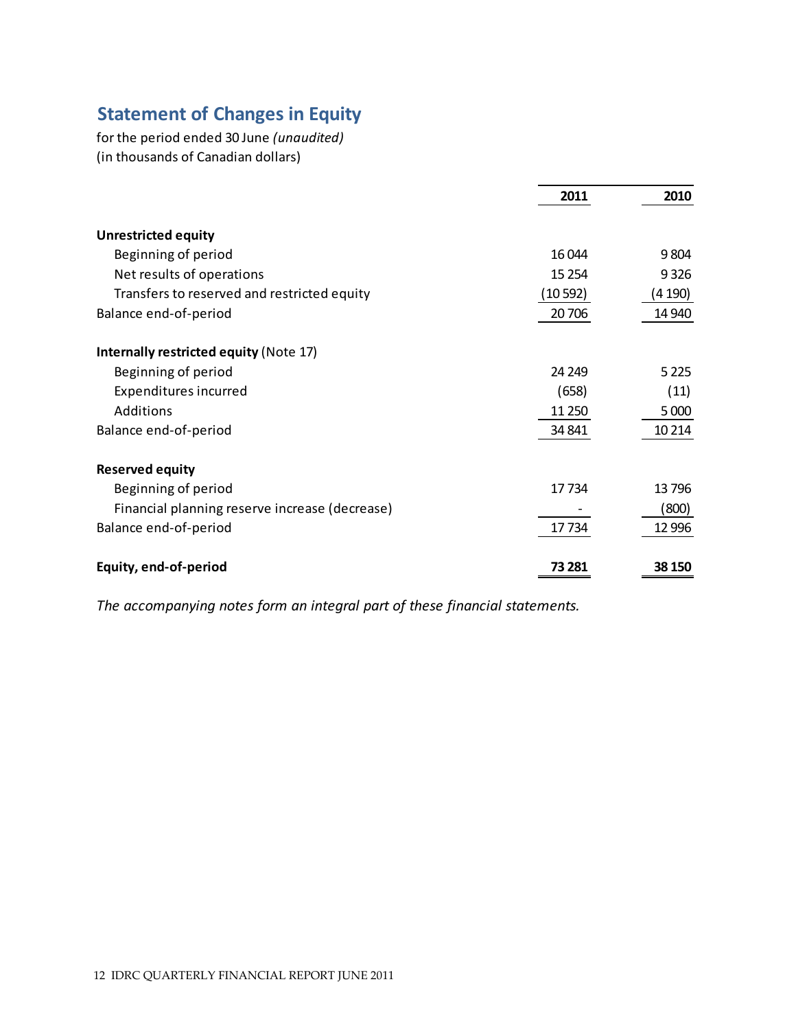## Statement of Changes in Equity

for the period ended 30 June *(unaudited)*
(in thousands of Canadian dollars)

| | 2011 | 2010 |
|---|---|---|
| **Unrestricted equity** | | |
| Beginning of period | 16 044 | 9 804 |
| Net results of operations | 15 254 | 9 326 |
| Transfers to reserved and restricted equity | (10 592) | (4 190) |
| Balance end-of-period | 20 706 | 14 940 |
| **Internally restricted equity** (Note 17) | | |
| Beginning of period | 24 249 | 5 225 |
| Expenditures incurred | (658) | (11) |
| Additions | 11 250 | 5 000 |
| Balance end-of-period | 34 841 | 10 214 |
| **Reserved equity** | | |
| Beginning of period | 17 734 | 13 796 |
| Financial planning reserve increase (decrease) | - | (800) |
| Balance end-of-period | 17 734 | 12 996 |
| **Equity, end-of-period** | **73 281** | **38 150** |

*The accompanying notes form an integral part of these financial statements.*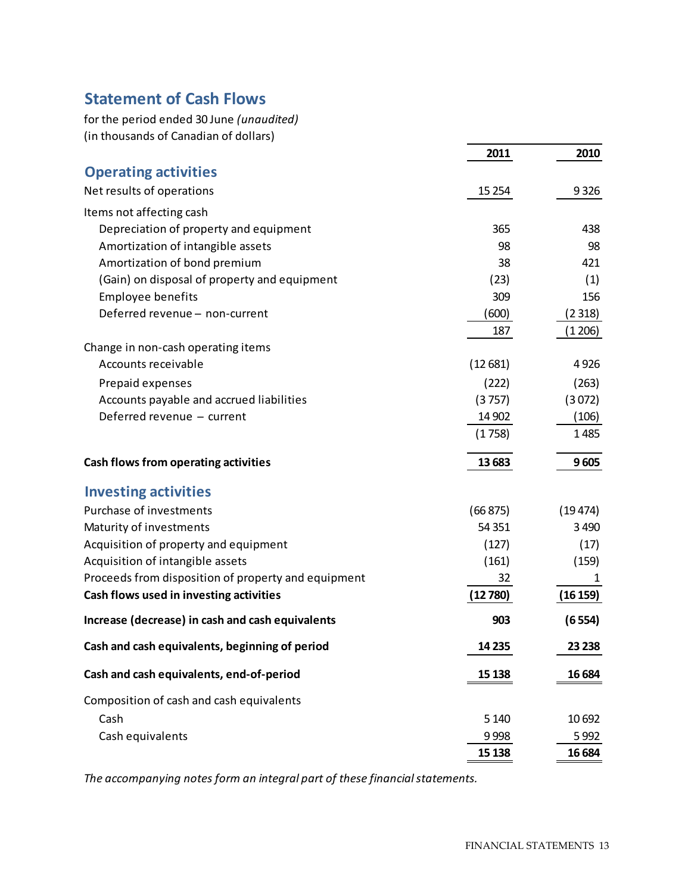## Statement of Cash Flows

for the period ended 30 June *(unaudited)*
(in thousands of Canadian of dollars)

| | 2011 | 2010 |
|---|---|---|
| **Operating activities** | | |
| Net results of operations | 15 254 | 9 326 |
| Items not affecting cash | | |
| Depreciation of property and equipment | 365 | 438 |
| Amortization of intangible assets | 98 | 98 |
| Amortization of bond premium | 38 | 421 |
| (Gain) on disposal of property and equipment | (23) | (1) |
| Employee benefits | 309 | 156 |
| Deferred revenue – non-current | (600) | (2 318) |
| | 187 | (1 206) |
| Change in non-cash operating items | | |
| Accounts receivable | (12 681) | 4 926 |
| Prepaid expenses | (222) | (263) |
| Accounts payable and accrued liabilities | (3 757) | (3 072) |
| Deferred revenue – current | 14 902 | (106) |
| | (1 758) | 1 485 |
| **Cash flows from operating activities** | **13 683** | **9 605** |
| **Investing activities** | | |
| Purchase of investments | (66 875) | (19 474) |
| Maturity of investments | 54 351 | 3 490 |
| Acquisition of property and equipment | (127) | (17) |
| Acquisition of intangible assets | (161) | (159) |
| Proceeds from disposition of property and equipment | 32 | 1 |
| **Cash flows used in investing activities** | **(12 780)** | **(16 159)** |
| **Increase (decrease) in cash and cash equivalents** | **903** | **(6 554)** |
| **Cash and cash equivalents, beginning of period** | **14 235** | **23 238** |
| **Cash and cash equivalents, end-of-period** | **15 138** | **16 684** |
| Composition of cash and cash equivalents | | |
| Cash | 5 140 | 10 692 |
| Cash equivalents | 9 998 | 5 992 |
| | **15 138** | **16 684** |

*The accompanying notes form an integral part of these financial statements.*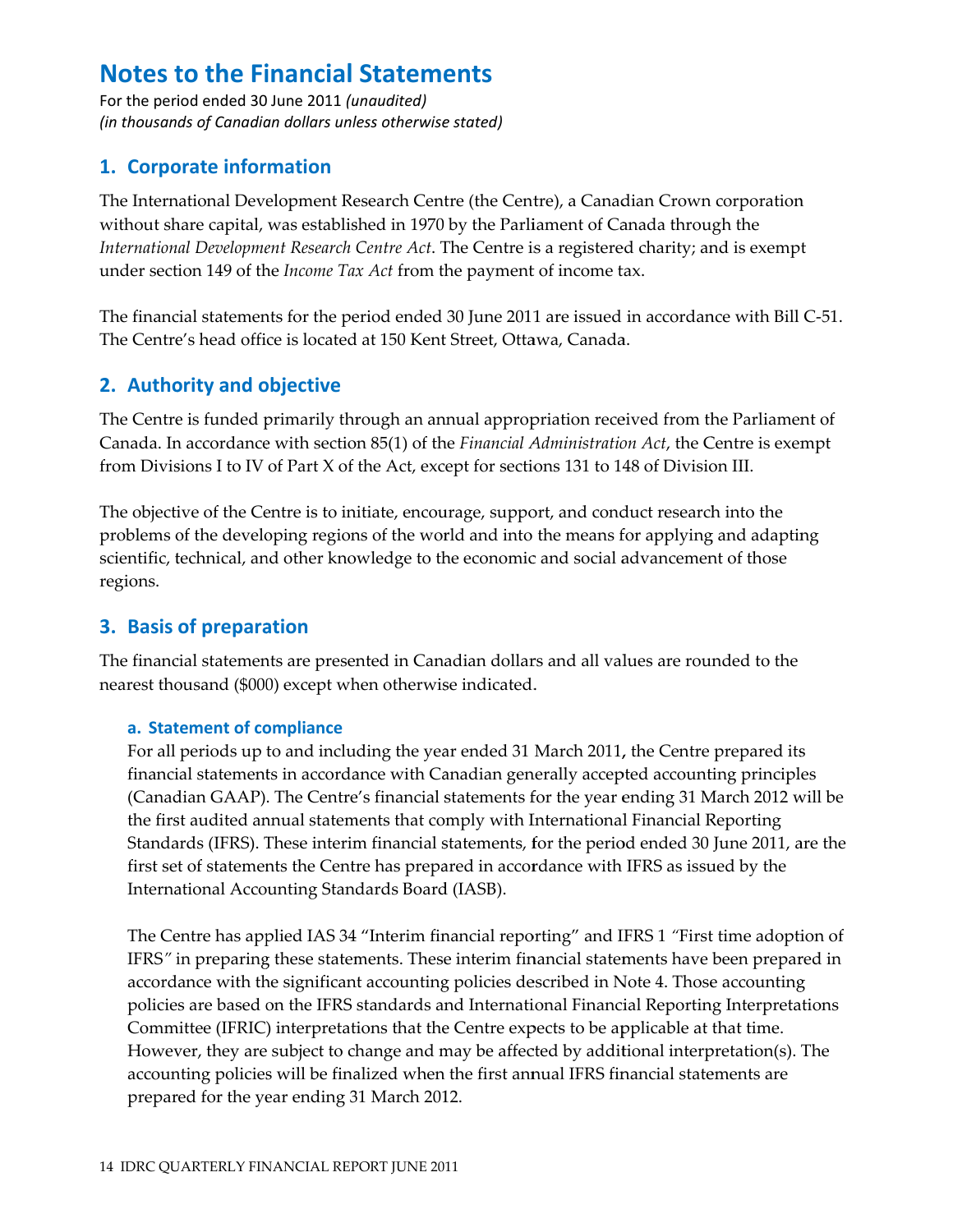# Notes to the Financial Statements

For the period ended 30 June 2011 *(unaudited)*
*(in thousands of Canadian dollars unless otherwise stated)*

## 1. Corporate information

The International Development Research Centre (the Centre), a Canadian Crown corporation without share capital, was established in 1970 by the Parliament of Canada through the *International Development Research Centre Act*. The Centre is a registered charity; and is exempt under section 149 of the *Income Tax Act* from the payment of income tax.

The financial statements for the period ended 30 June 2011 are issued in accordance with Bill C-51. The Centre's head office is located at 150 Kent Street, Ottawa, Canada.

## 2. Authority and objective

The Centre is funded primarily through an annual appropriation received from the Parliament of Canada. In accordance with section 85(1) of the *Financial Administration Act*, the Centre is exempt from Divisions I to IV of Part X of the Act, except for sections 131 to 148 of Division III.

The objective of the Centre is to initiate, encourage, support, and conduct research into the problems of the developing regions of the world and into the means for applying and adapting scientific, technical, and other knowledge to the economic and social advancement of those regions.

## 3. Basis of preparation

The financial statements are presented in Canadian dollars and all values are rounded to the nearest thousand ($000) except when otherwise indicated.

### a. Statement of compliance

For all periods up to and including the year ended 31 March 2011, the Centre prepared its financial statements in accordance with Canadian generally accepted accounting principles (Canadian GAAP). The Centre's financial statements for the year ending 31 March 2012 will be the first audited annual statements that comply with International Financial Reporting Standards (IFRS). These interim financial statements, for the period ended 30 June 2011, are the first set of statements the Centre has prepared in accordance with IFRS as issued by the International Accounting Standards Board (IASB).

The Centre has applied IAS 34 "Interim financial reporting" and IFRS 1 "First time adoption of IFRS" in preparing these statements. These interim financial statements have been prepared in accordance with the significant accounting policies described in Note 4. Those accounting policies are based on the IFRS standards and International Financial Reporting Interpretations Committee (IFRIC) interpretations that the Centre expects to be applicable at that time. However, they are subject to change and may be affected by additional interpretation(s). The accounting policies will be finalized when the first annual IFRS financial statements are prepared for the year ending 31 March 2012.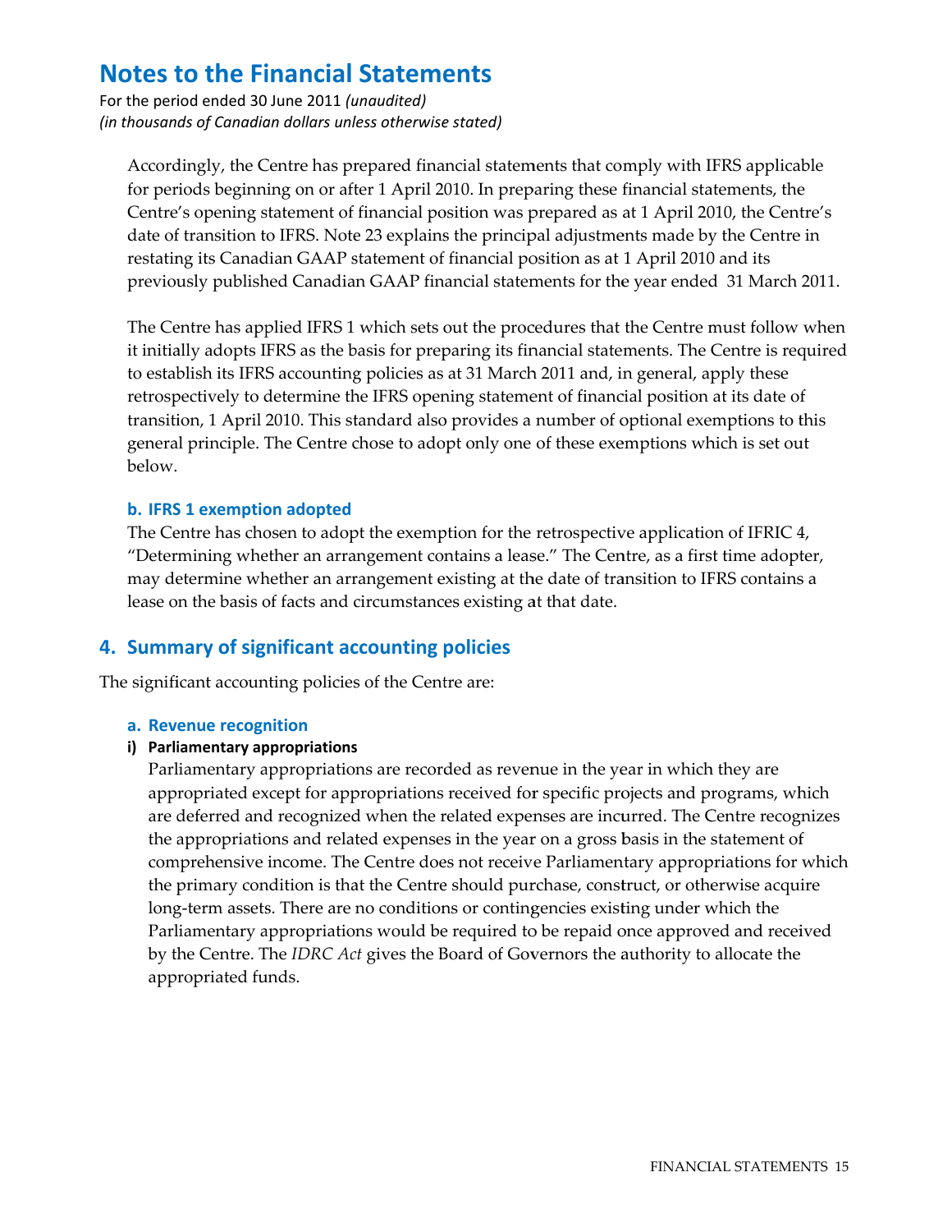Accordingly, the Centre has prepared financial statements that comply with IFRS applicable for periods beginning on or after 1 April 2010. In preparing these financial statements, the Centre's opening statement of financial position was prepared as at 1 April 2010, the Centre's date of transition to IFRS. Note 23 explains the principal adjustments made by the Centre in restating its Canadian GAAP statement of financial position as at 1 April 2010 and its previously published Canadian GAAP financial statements for the year ended 31 March 2011.

The Centre has applied IFRS 1 which sets out the procedures that the Centre must follow when it initially adopts IFRS as the basis for preparing its financial statements. The Centre is required to establish its IFRS accounting policies as at 31 March 2011 and, in general, apply these retrospectively to determine the IFRS opening statement of financial position at its date of transition, 1 April 2010. This standard also provides a number of optional exemptions to this general principle. The Centre chose to adopt only one of these exemptions which is set out below.

### b. IFRS 1 exemption adopted

The Centre has chosen to adopt the exemption for the retrospective application of IFRIC 4, "Determining whether an arrangement contains a lease." The Centre, as a first time adopter, may determine whether an arrangement existing at the date of transition to IFRS contains a lease on the basis of facts and circumstances existing at that date.

## 4. Summary of significant accounting policies

The significant accounting policies of the Centre are:

### a. Revenue recognition

#### i) Parliamentary appropriations

Parliamentary appropriations are recorded as revenue in the year in which they are appropriated except for appropriations received for specific projects and programs, which are deferred and recognized when the related expenses are incurred. The Centre recognizes the appropriations and related expenses in the year on a gross basis in the statement of comprehensive income. The Centre does not receive Parliamentary appropriations for which the primary condition is that the Centre should purchase, construct, or otherwise acquire long-term assets. There are no conditions or contingencies existing under which the Parliamentary appropriations would be required to be repaid once approved and received by the Centre. The *IDRC Act* gives the Board of Governors the authority to allocate the appropriated funds.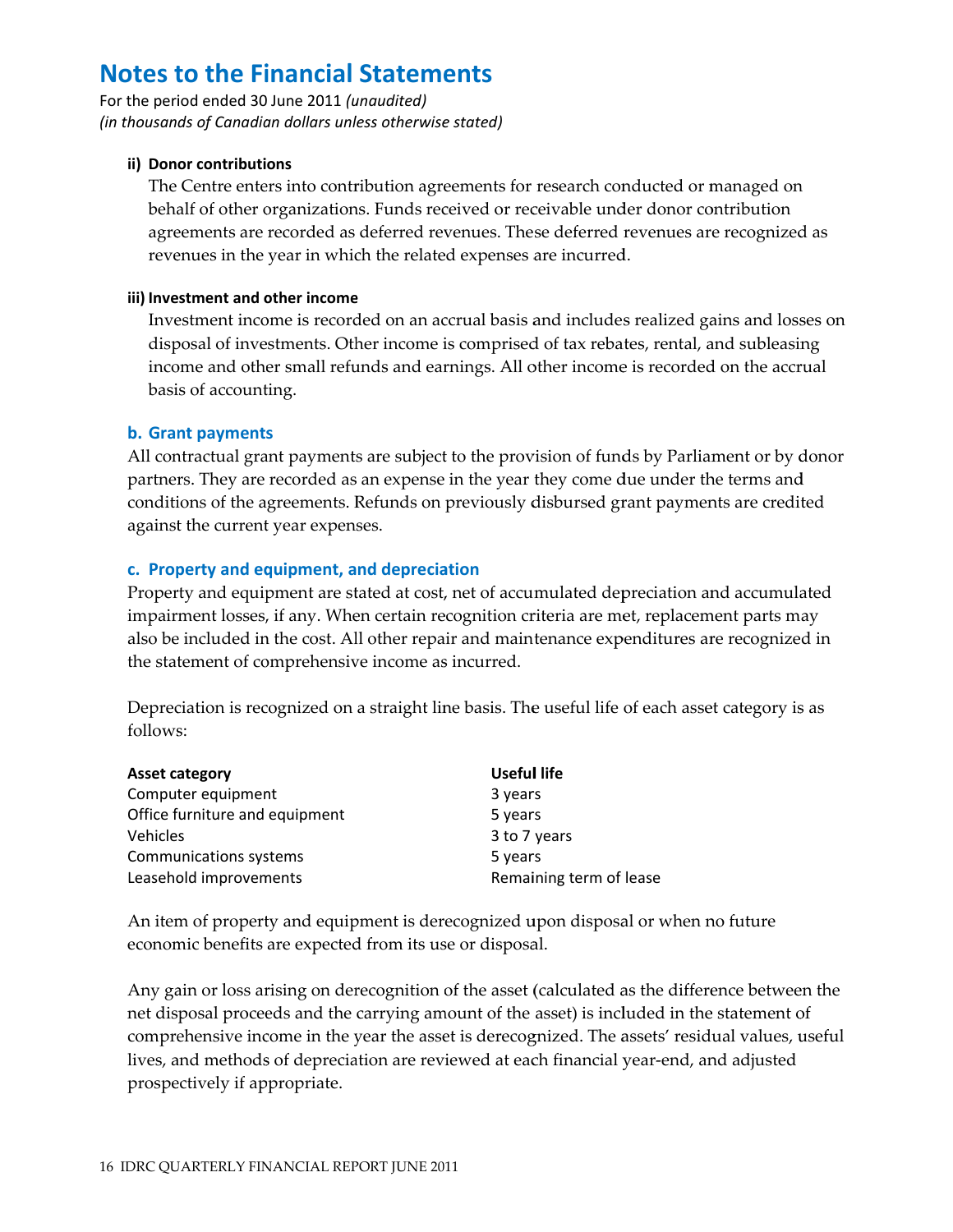# Notes to the Financial Statements

For the period ended 30 June 2011 *(unaudited)*
*(in thousands of Canadian dollars unless otherwise stated)*

**ii) Donor contributions**

The Centre enters into contribution agreements for research conducted or managed on behalf of other organizations. Funds received or receivable under donor contribution agreements are recorded as deferred revenues. These deferred revenues are recognized as revenues in the year in which the related expenses are incurred.

**iii) Investment and other income**

Investment income is recorded on an accrual basis and includes realized gains and losses on disposal of investments. Other income is comprised of tax rebates, rental, and subleasing income and other small refunds and earnings. All other income is recorded on the accrual basis of accounting.

### b. Grant payments

All contractual grant payments are subject to the provision of funds by Parliament or by donor partners. They are recorded as an expense in the year they come due under the terms and conditions of the agreements. Refunds on previously disbursed grant payments are credited against the current year expenses.

### c. Property and equipment, and depreciation

Property and equipment are stated at cost, net of accumulated depreciation and accumulated impairment losses, if any. When certain recognition criteria are met, replacement parts may also be included in the cost. All other repair and maintenance expenditures are recognized in the statement of comprehensive income as incurred.

Depreciation is recognized on a straight line basis. The useful life of each asset category is as follows:

| Asset category | Useful life |
|---|---|
| Computer equipment | 3 years |
| Office furniture and equipment | 5 years |
| Vehicles | 3 to 7 years |
| Communications systems | 5 years |
| Leasehold improvements | Remaining term of lease |

An item of property and equipment is derecognized upon disposal or when no future economic benefits are expected from its use or disposal.

Any gain or loss arising on derecognition of the asset (calculated as the difference between the net disposal proceeds and the carrying amount of the asset) is included in the statement of comprehensive income in the year the asset is derecognized. The assets' residual values, useful lives, and methods of depreciation are reviewed at each financial year-end, and adjusted prospectively if appropriate.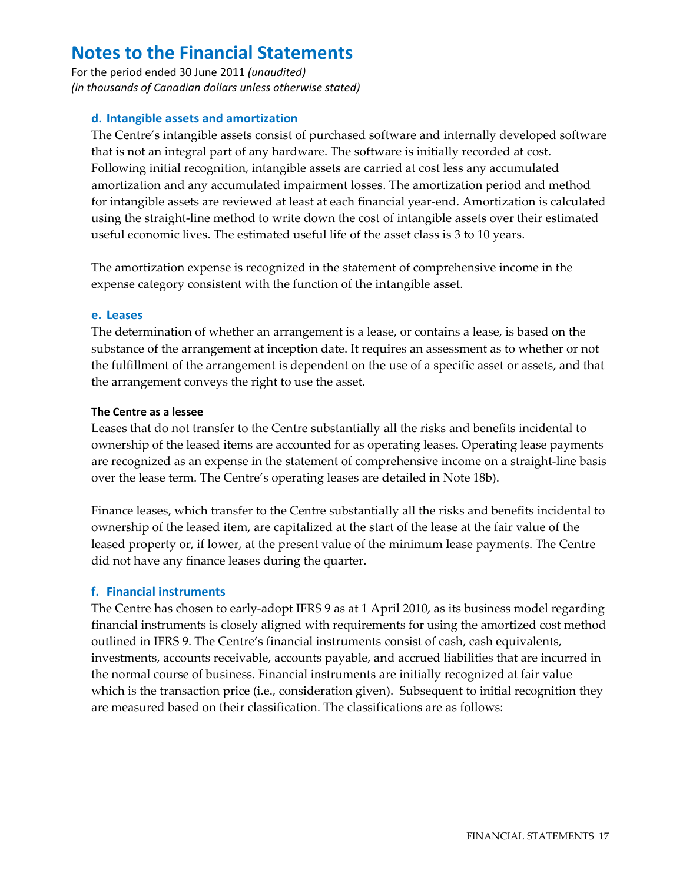# Notes to the Financial Statements

For the period ended 30 June 2011 *(unaudited)*
*(in thousands of Canadian dollars unless otherwise stated)*

### d. Intangible assets and amortization

The Centre's intangible assets consist of purchased software and internally developed software that is not an integral part of any hardware. The software is initially recorded at cost. Following initial recognition, intangible assets are carried at cost less any accumulated amortization and any accumulated impairment losses. The amortization period and method for intangible assets are reviewed at least at each financial year-end. Amortization is calculated using the straight-line method to write down the cost of intangible assets over their estimated useful economic lives. The estimated useful life of the asset class is 3 to 10 years.

The amortization expense is recognized in the statement of comprehensive income in the expense category consistent with the function of the intangible asset.

### e. Leases

The determination of whether an arrangement is a lease, or contains a lease, is based on the substance of the arrangement at inception date. It requires an assessment as to whether or not the fulfillment of the arrangement is dependent on the use of a specific asset or assets, and that the arrangement conveys the right to use the asset.

#### The Centre as a lessee

Leases that do not transfer to the Centre substantially all the risks and benefits incidental to ownership of the leased items are accounted for as operating leases. Operating lease payments are recognized as an expense in the statement of comprehensive income on a straight-line basis over the lease term. The Centre's operating leases are detailed in Note 18b).

Finance leases, which transfer to the Centre substantially all the risks and benefits incidental to ownership of the leased item, are capitalized at the start of the lease at the fair value of the leased property or, if lower, at the present value of the minimum lease payments. The Centre did not have any finance leases during the quarter.

### f. Financial instruments

The Centre has chosen to early-adopt IFRS 9 as at 1 April 2010, as its business model regarding financial instruments is closely aligned with requirements for using the amortized cost method outlined in IFRS 9. The Centre's financial instruments consist of cash, cash equivalents, investments, accounts receivable, accounts payable, and accrued liabilities that are incurred in the normal course of business. Financial instruments are initially recognized at fair value which is the transaction price (i.e., consideration given). Subsequent to initial recognition they are measured based on their classification. The classifications are as follows: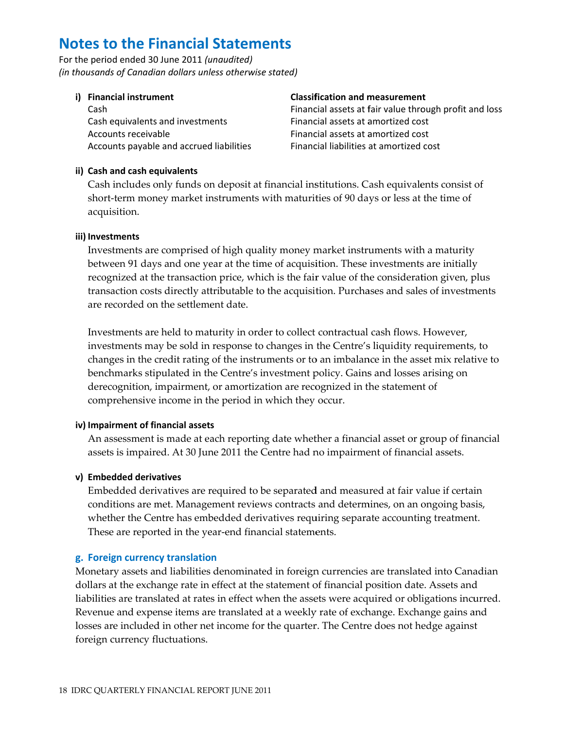# Notes to the Financial Statements

For the period ended 30 June 2011 *(unaudited)*
*(in thousands of Canadian dollars unless otherwise stated)*

**i)**

| **Financial instrument** | **Classification and measurement** |
|---|---|
| Cash | Financial assets at fair value through profit and loss |
| Cash equivalents and investments | Financial assets at amortized cost |
| Accounts receivable | Financial assets at amortized cost |
| Accounts payable and accrued liabilities | Financial liabilities at amortized cost |

**ii) Cash and cash equivalents**

Cash includes only funds on deposit at financial institutions. Cash equivalents consist of short-term money market instruments with maturities of 90 days or less at the time of acquisition.

**iii) Investments**

Investments are comprised of high quality money market instruments with a maturity between 91 days and one year at the time of acquisition. These investments are initially recognized at the transaction price, which is the fair value of the consideration given, plus transaction costs directly attributable to the acquisition. Purchases and sales of investments are recorded on the settlement date.

Investments are held to maturity in order to collect contractual cash flows. However, investments may be sold in response to changes in the Centre's liquidity requirements, to changes in the credit rating of the instruments or to an imbalance in the asset mix relative to benchmarks stipulated in the Centre's investment policy. Gains and losses arising on derecognition, impairment, or amortization are recognized in the statement of comprehensive income in the period in which they occur.

**iv) Impairment of financial assets**

An assessment is made at each reporting date whether a financial asset or group of financial assets is impaired. At 30 June 2011 the Centre had no impairment of financial assets.

**v) Embedded derivatives**

Embedded derivatives are required to be separated and measured at fair value if certain conditions are met. Management reviews contracts and determines, on an ongoing basis, whether the Centre has embedded derivatives requiring separate accounting treatment. These are reported in the year-end financial statements.

## g. Foreign currency translation

Monetary assets and liabilities denominated in foreign currencies are translated into Canadian dollars at the exchange rate in effect at the statement of financial position date. Assets and liabilities are translated at rates in effect when the assets were acquired or obligations incurred. Revenue and expense items are translated at a weekly rate of exchange. Exchange gains and losses are included in other net income for the quarter. The Centre does not hedge against foreign currency fluctuations.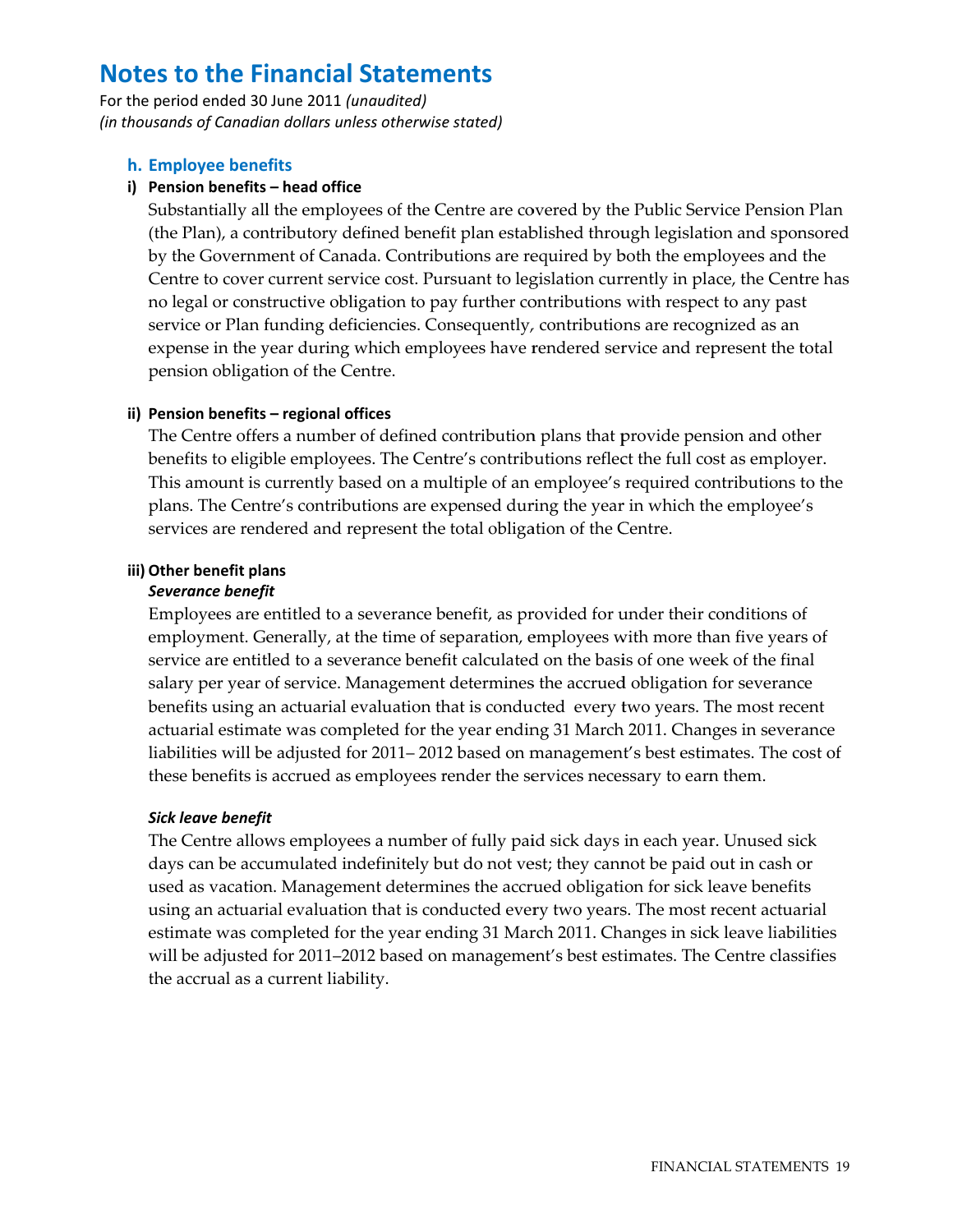# Notes to the Financial Statements

For the period ended 30 June 2011 *(unaudited)*
*(in thousands of Canadian dollars unless otherwise stated)*

## h. Employee benefits

### i) Pension benefits – head office

Substantially all the employees of the Centre are covered by the Public Service Pension Plan (the Plan), a contributory defined benefit plan established through legislation and sponsored by the Government of Canada. Contributions are required by both the employees and the Centre to cover current service cost. Pursuant to legislation currently in place, the Centre has no legal or constructive obligation to pay further contributions with respect to any past service or Plan funding deficiencies. Consequently, contributions are recognized as an expense in the year during which employees have rendered service and represent the total pension obligation of the Centre.

### ii) Pension benefits – regional offices

The Centre offers a number of defined contribution plans that provide pension and other benefits to eligible employees. The Centre's contributions reflect the full cost as employer. This amount is currently based on a multiple of an employee's required contributions to the plans. The Centre's contributions are expensed during the year in which the employee's services are rendered and represent the total obligation of the Centre.

### iii) Other benefit plans

***Severance benefit***

Employees are entitled to a severance benefit, as provided for under their conditions of employment. Generally, at the time of separation, employees with more than five years of service are entitled to a severance benefit calculated on the basis of one week of the final salary per year of service. Management determines the accrued obligation for severance benefits using an actuarial evaluation that is conducted every two years. The most recent actuarial estimate was completed for the year ending 31 March 2011. Changes in severance liabilities will be adjusted for 2011– 2012 based on management's best estimates. The cost of these benefits is accrued as employees render the services necessary to earn them.

***Sick leave benefit***

The Centre allows employees a number of fully paid sick days in each year. Unused sick days can be accumulated indefinitely but do not vest; they cannot be paid out in cash or used as vacation. Management determines the accrued obligation for sick leave benefits using an actuarial evaluation that is conducted every two years. The most recent actuarial estimate was completed for the year ending 31 March 2011. Changes in sick leave liabilities will be adjusted for 2011–2012 based on management's best estimates. The Centre classifies the accrual as a current liability.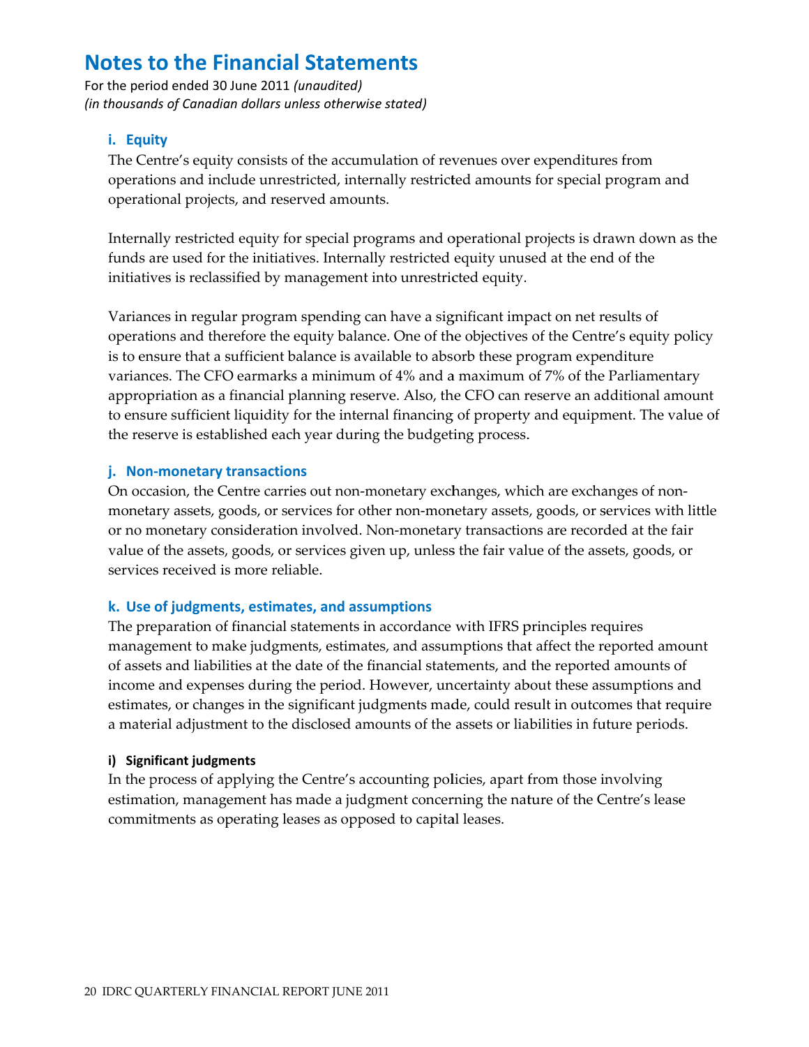# Notes to the Financial Statements

For the period ended 30 June 2011 *(unaudited)*
*(in thousands of Canadian dollars unless otherwise stated)*

### i. Equity

The Centre's equity consists of the accumulation of revenues over expenditures from operations and include unrestricted, internally restricted amounts for special program and operational projects, and reserved amounts.

Internally restricted equity for special programs and operational projects is drawn down as the funds are used for the initiatives. Internally restricted equity unused at the end of the initiatives is reclassified by management into unrestricted equity.

Variances in regular program spending can have a significant impact on net results of operations and therefore the equity balance. One of the objectives of the Centre's equity policy is to ensure that a sufficient balance is available to absorb these program expenditure variances. The CFO earmarks a minimum of 4% and a maximum of 7% of the Parliamentary appropriation as a financial planning reserve. Also, the CFO can reserve an additional amount to ensure sufficient liquidity for the internal financing of property and equipment. The value of the reserve is established each year during the budgeting process.

### j. Non-monetary transactions

On occasion, the Centre carries out non-monetary exchanges, which are exchanges of non-monetary assets, goods, or services for other non-monetary assets, goods, or services with little or no monetary consideration involved. Non-monetary transactions are recorded at the fair value of the assets, goods, or services given up, unless the fair value of the assets, goods, or services received is more reliable.

### k. Use of judgments, estimates, and assumptions

The preparation of financial statements in accordance with IFRS principles requires management to make judgments, estimates, and assumptions that affect the reported amount of assets and liabilities at the date of the financial statements, and the reported amounts of income and expenses during the period. However, uncertainty about these assumptions and estimates, or changes in the significant judgments made, could result in outcomes that require a material adjustment to the disclosed amounts of the assets or liabilities in future periods.

#### i) Significant judgments

In the process of applying the Centre's accounting policies, apart from those involving estimation, management has made a judgment concerning the nature of the Centre's lease commitments as operating leases as opposed to capital leases.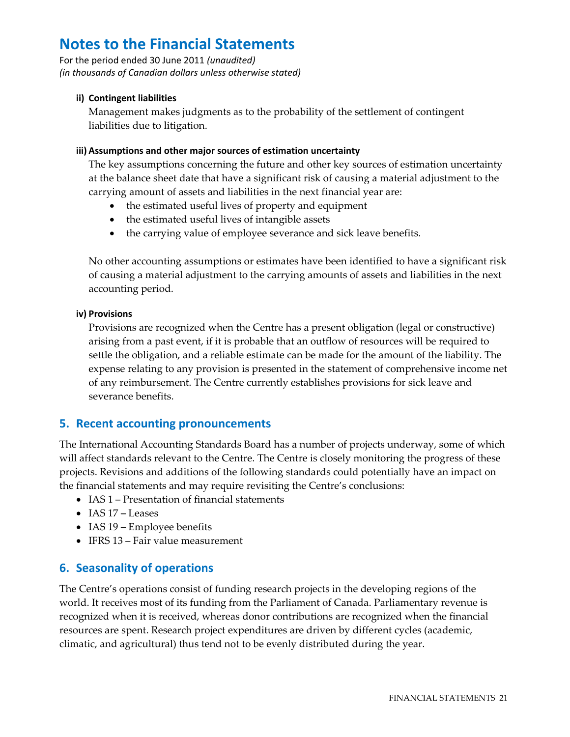# Notes to the Financial Statements

For the period ended 30 June 2011 *(unaudited)*
*(in thousands of Canadian dollars unless otherwise stated)*

**ii) Contingent liabilities**

Management makes judgments as to the probability of the settlement of contingent liabilities due to litigation.

**iii) Assumptions and other major sources of estimation uncertainty**

The key assumptions concerning the future and other key sources of estimation uncertainty at the balance sheet date that have a significant risk of causing a material adjustment to the carrying amount of assets and liabilities in the next financial year are:

- the estimated useful lives of property and equipment
- the estimated useful lives of intangible assets
- the carrying value of employee severance and sick leave benefits.

No other accounting assumptions or estimates have been identified to have a significant risk of causing a material adjustment to the carrying amounts of assets and liabilities in the next accounting period.

**iv) Provisions**

Provisions are recognized when the Centre has a present obligation (legal or constructive) arising from a past event, if it is probable that an outflow of resources will be required to settle the obligation, and a reliable estimate can be made for the amount of the liability. The expense relating to any provision is presented in the statement of comprehensive income net of any reimbursement. The Centre currently establishes provisions for sick leave and severance benefits.

## 5. Recent accounting pronouncements

The International Accounting Standards Board has a number of projects underway, some of which will affect standards relevant to the Centre. The Centre is closely monitoring the progress of these projects. Revisions and additions of the following standards could potentially have an impact on the financial statements and may require revisiting the Centre's conclusions:

- IAS 1 – Presentation of financial statements
- IAS 17 – Leases
- IAS 19 – Employee benefits
- IFRS 13 – Fair value measurement

## 6. Seasonality of operations

The Centre's operations consist of funding research projects in the developing regions of the world. It receives most of its funding from the Parliament of Canada. Parliamentary revenue is recognized when it is received, whereas donor contributions are recognized when the financial resources are spent. Research project expenditures are driven by different cycles (academic, climatic, and agricultural) thus tend not to be evenly distributed during the year.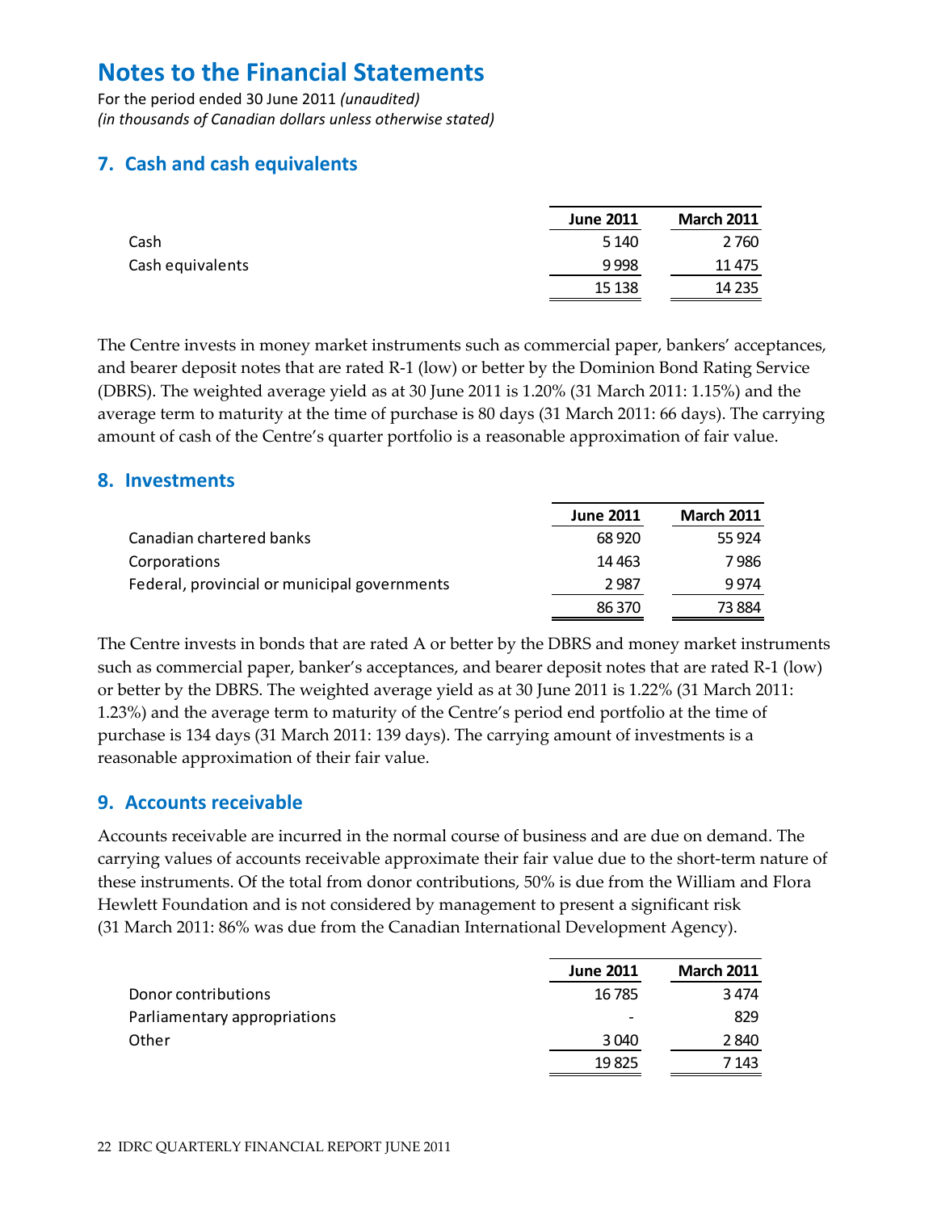# Notes to the Financial Statements

For the period ended 30 June 2011 *(unaudited)*
*(in thousands of Canadian dollars unless otherwise stated)*

## 7. Cash and cash equivalents

| | June 2011 | March 2011 |
|---|---|---|
| Cash | 5 140 | 2 760 |
| Cash equivalents | 9 998 | 11 475 |
| | 15 138 | 14 235 |

The Centre invests in money market instruments such as commercial paper, bankers' acceptances, and bearer deposit notes that are rated R-1 (low) or better by the Dominion Bond Rating Service (DBRS). The weighted average yield as at 30 June 2011 is 1.20% (31 March 2011: 1.15%) and the average term to maturity at the time of purchase is 80 days (31 March 2011: 66 days). The carrying amount of cash of the Centre's quarter portfolio is a reasonable approximation of fair value.

## 8. Investments

| | June 2011 | March 2011 |
|---|---|---|
| Canadian chartered banks | 68 920 | 55 924 |
| Corporations | 14 463 | 7 986 |
| Federal, provincial or municipal governments | 2 987 | 9 974 |
| | 86 370 | 73 884 |

The Centre invests in bonds that are rated A or better by the DBRS and money market instruments such as commercial paper, banker's acceptances, and bearer deposit notes that are rated R-1 (low) or better by the DBRS. The weighted average yield as at 30 June 2011 is 1.22% (31 March 2011: 1.23%) and the average term to maturity of the Centre's period end portfolio at the time of purchase is 134 days (31 March 2011: 139 days). The carrying amount of investments is a reasonable approximation of their fair value.

## 9. Accounts receivable

Accounts receivable are incurred in the normal course of business and are due on demand. The carrying values of accounts receivable approximate their fair value due to the short-term nature of these instruments. Of the total from donor contributions, 50% is due from the William and Flora Hewlett Foundation and is not considered by management to present a significant risk (31 March 2011: 86% was due from the Canadian International Development Agency).

| | June 2011 | March 2011 |
|---|---|---|
| Donor contributions | 16 785 | 3 474 |
| Parliamentary appropriations | - | 829 |
| Other | 3 040 | 2 840 |
| | 19 825 | 7 143 |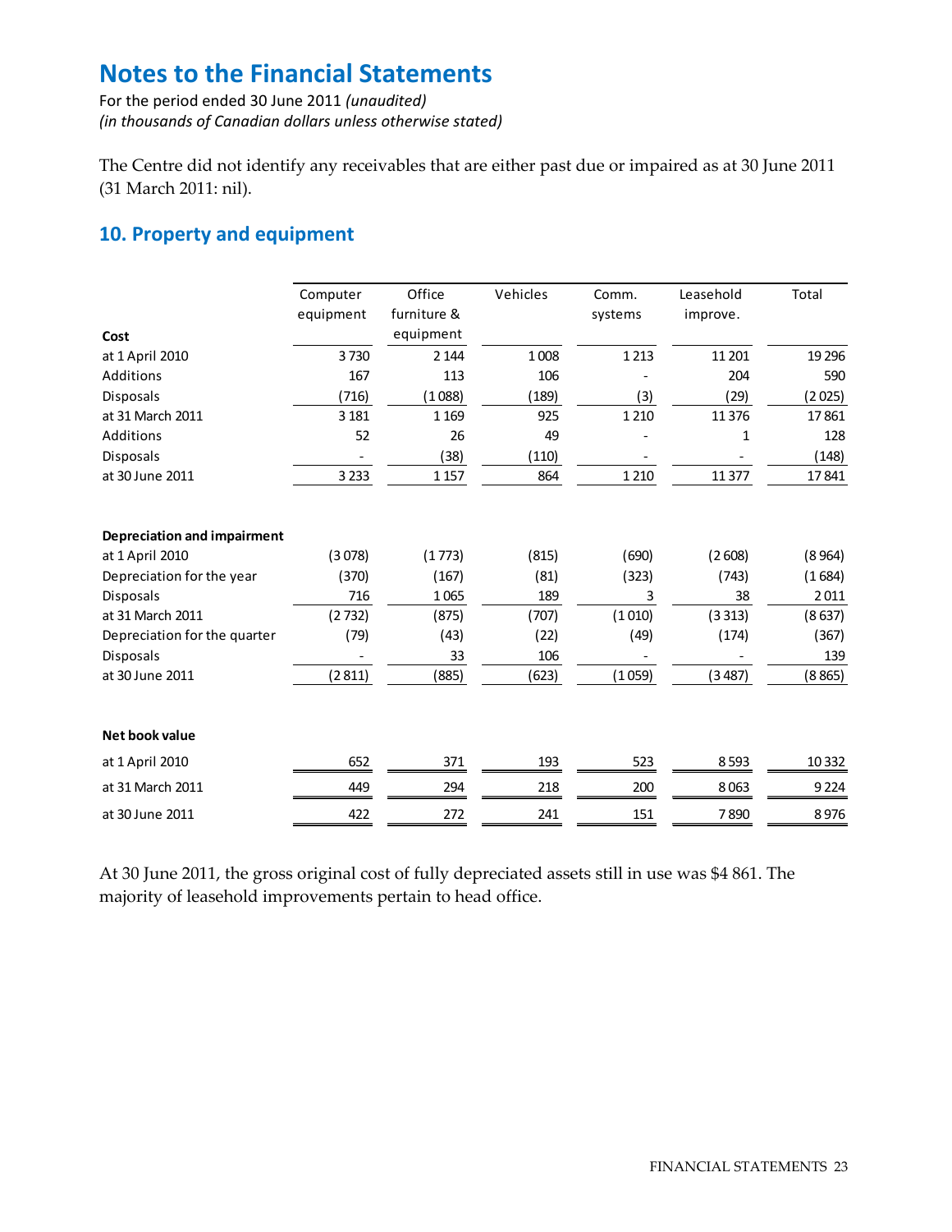# Notes to the Financial Statements

For the period ended 30 June 2011 *(unaudited)*
*(in thousands of Canadian dollars unless otherwise stated)*

The Centre did not identify any receivables that are either past due or impaired as at 30 June 2011 (31 March 2011: nil).

## 10. Property and equipment

| Cost | Computer equipment | Office furniture & equipment | Vehicles | Comm. systems | Leasehold improve. | Total |
|---|---|---|---|---|---|---|
| at 1 April 2010 | 3 730 | 2 144 | 1 008 | 1 213 | 11 201 | 19 296 |
| Additions | 167 | 113 | 106 | - | 204 | 590 |
| Disposals | (716) | (1 088) | (189) | (3) | (29) | (2 025) |
| at 31 March 2011 | 3 181 | 1 169 | 925 | 1 210 | 11 376 | 17 861 |
| Additions | 52 | 26 | 49 | - | 1 | 128 |
| Disposals | - | (38) | (110) | - | - | (148) |
| at 30 June 2011 | 3 233 | 1 157 | 864 | 1 210 | 11 377 | 17 841 |
| **Depreciation and impairment** | | | | | | |
| at 1 April 2010 | (3 078) | (1 773) | (815) | (690) | (2 608) | (8 964) |
| Depreciation for the year | (370) | (167) | (81) | (323) | (743) | (1 684) |
| Disposals | 716 | 1 065 | 189 | 3 | 38 | 2 011 |
| at 31 March 2011 | (2 732) | (875) | (707) | (1 010) | (3 313) | (8 637) |
| Depreciation for the quarter | (79) | (43) | (22) | (49) | (174) | (367) |
| Disposals | - | 33 | 106 | - | - | 139 |
| at 30 June 2011 | (2 811) | (885) | (623) | (1 059) | (3 487) | (8 865) |
| **Net book value** | | | | | | |
| at 1 April 2010 | 652 | 371 | 193 | 523 | 8 593 | 10 332 |
| at 31 March 2011 | 449 | 294 | 218 | 200 | 8 063 | 9 224 |
| at 30 June 2011 | 422 | 272 | 241 | 151 | 7 890 | 8 976 |

At 30 June 2011, the gross original cost of fully depreciated assets still in use was $4 861. The majority of leasehold improvements pertain to head office.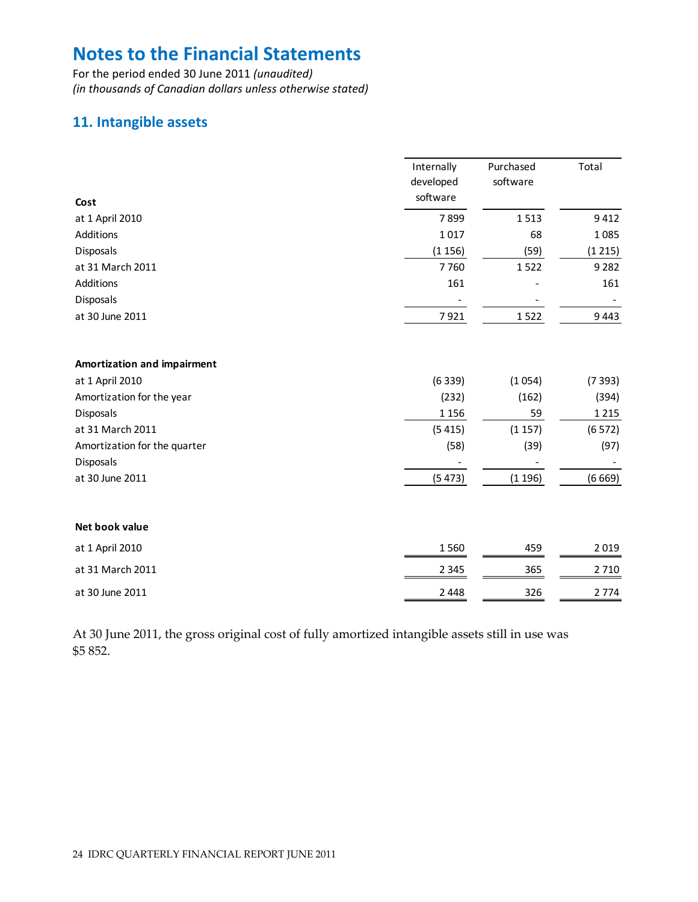# Notes to the Financial Statements

For the period ended 30 June 2011 *(unaudited)*
*(in thousands of Canadian dollars unless otherwise stated)*

## 11. Intangible assets

| Cost | Internally developed software | Purchased software | Total |
|---|---|---|---|
| at 1 April 2010 | 7 899 | 1 513 | 9 412 |
| Additions | 1 017 | 68 | 1 085 |
| Disposals | (1 156) | (59) | (1 215) |
| at 31 March 2011 | 7 760 | 1 522 | 9 282 |
| Additions | 161 | - | 161 |
| Disposals | - | - | - |
| at 30 June 2011 | 7 921 | 1 522 | 9 443 |
| | | | |
| **Amortization and impairment** | | | |
| at 1 April 2010 | (6 339) | (1 054) | (7 393) |
| Amortization for the year | (232) | (162) | (394) |
| Disposals | 1 156 | 59 | 1 215 |
| at 31 March 2011 | (5 415) | (1 157) | (6 572) |
| Amortization for the quarter | (58) | (39) | (97) |
| Disposals | - | - | - |
| at 30 June 2011 | (5 473) | (1 196) | (6 669) |
| | | | |
| **Net book value** | | | |
| at 1 April 2010 | 1 560 | 459 | 2 019 |
| at 31 March 2011 | 2 345 | 365 | 2 710 |
| at 30 June 2011 | 2 448 | 326 | 2 774 |

At 30 June 2011, the gross original cost of fully amortized intangible assets still in use was $5 852.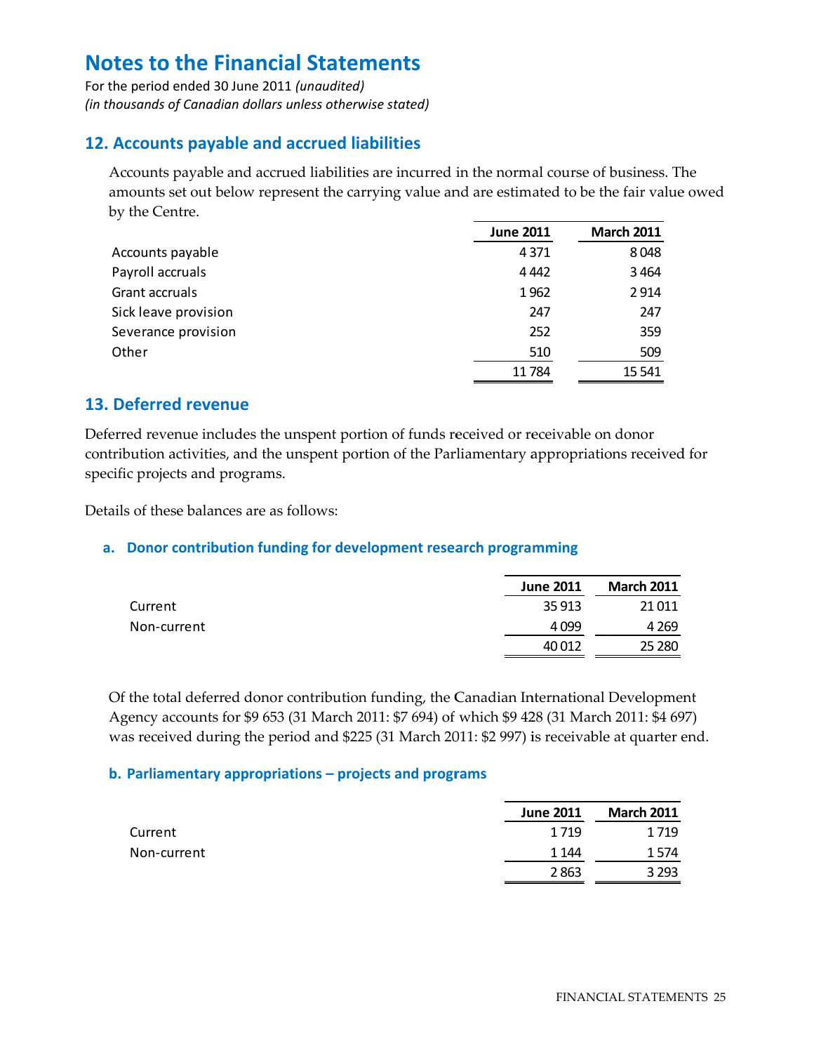# Notes to the Financial Statements

For the period ended 30 June 2011 *(unaudited)*
*(in thousands of Canadian dollars unless otherwise stated)*

## 12. Accounts payable and accrued liabilities

Accounts payable and accrued liabilities are incurred in the normal course of business. The amounts set out below represent the carrying value and are estimated to be the fair value owed by the Centre.

| | June 2011 | March 2011 |
|---|---|---|
| Accounts payable | 4 371 | 8 048 |
| Payroll accruals | 4 442 | 3 464 |
| Grant accruals | 1 962 | 2 914 |
| Sick leave provision | 247 | 247 |
| Severance provision | 252 | 359 |
| Other | 510 | 509 |
| | 11 784 | 15 541 |

## 13. Deferred revenue

Deferred revenue includes the unspent portion of funds received or receivable on donor contribution activities, and the unspent portion of the Parliamentary appropriations received for specific projects and programs.

Details of these balances are as follows:

### a. Donor contribution funding for development research programming

| | June 2011 | March 2011 |
|---|---|---|
| Current | 35 913 | 21 011 |
| Non-current | 4 099 | 4 269 |
| | 40 012 | 25 280 |

Of the total deferred donor contribution funding, the Canadian International Development Agency accounts for $9 653 (31 March 2011: $7 694) of which $9 428 (31 March 2011: $4 697) was received during the period and $225 (31 March 2011: $2 997) is receivable at quarter end.

### b. Parliamentary appropriations – projects and programs

| | June 2011 | March 2011 |
|---|---|---|
| Current | 1 719 | 1 719 |
| Non-current | 1 144 | 1 574 |
| | 2 863 | 3 293 |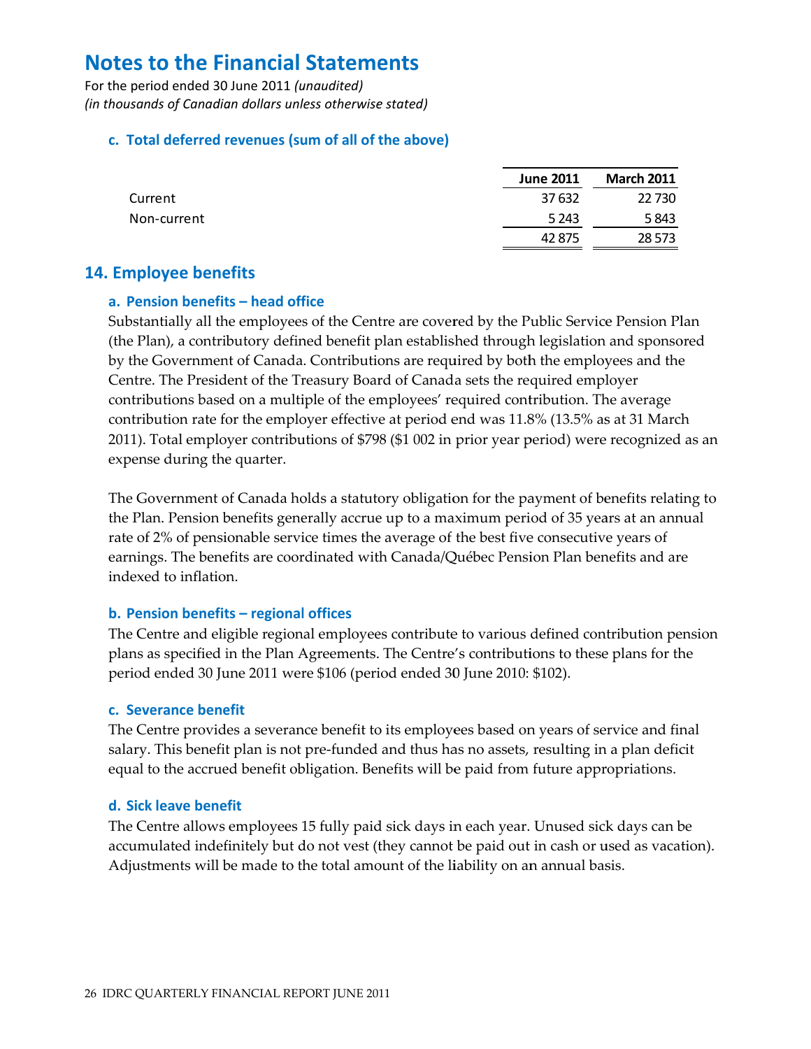# Notes to the Financial Statements

For the period ended 30 June 2011 *(unaudited)*
*(in thousands of Canadian dollars unless otherwise stated)*

### c. Total deferred revenues (sum of all of the above)

| | June 2011 | March 2011 |
|---|---|---|
| Current | 37 632 | 22 730 |
| Non-current | 5 243 | 5 843 |
| | 42 875 | 28 573 |

## 14. Employee benefits

### a. Pension benefits – head office

Substantially all the employees of the Centre are covered by the Public Service Pension Plan (the Plan), a contributory defined benefit plan established through legislation and sponsored by the Government of Canada. Contributions are required by both the employees and the Centre. The President of the Treasury Board of Canada sets the required employer contributions based on a multiple of the employees' required contribution. The average contribution rate for the employer effective at period end was 11.8% (13.5% as at 31 March 2011). Total employer contributions of $798 ($1 002 in prior year period) were recognized as an expense during the quarter.

The Government of Canada holds a statutory obligation for the payment of benefits relating to the Plan. Pension benefits generally accrue up to a maximum period of 35 years at an annual rate of 2% of pensionable service times the average of the best five consecutive years of earnings. The benefits are coordinated with Canada/Québec Pension Plan benefits and are indexed to inflation.

### b. Pension benefits – regional offices

The Centre and eligible regional employees contribute to various defined contribution pension plans as specified in the Plan Agreements. The Centre's contributions to these plans for the period ended 30 June 2011 were $106 (period ended 30 June 2010: $102).

### c. Severance benefit

The Centre provides a severance benefit to its employees based on years of service and final salary. This benefit plan is not pre-funded and thus has no assets, resulting in a plan deficit equal to the accrued benefit obligation. Benefits will be paid from future appropriations.

### d. Sick leave benefit

The Centre allows employees 15 fully paid sick days in each year. Unused sick days can be accumulated indefinitely but do not vest (they cannot be paid out in cash or used as vacation). Adjustments will be made to the total amount of the liability on an annual basis.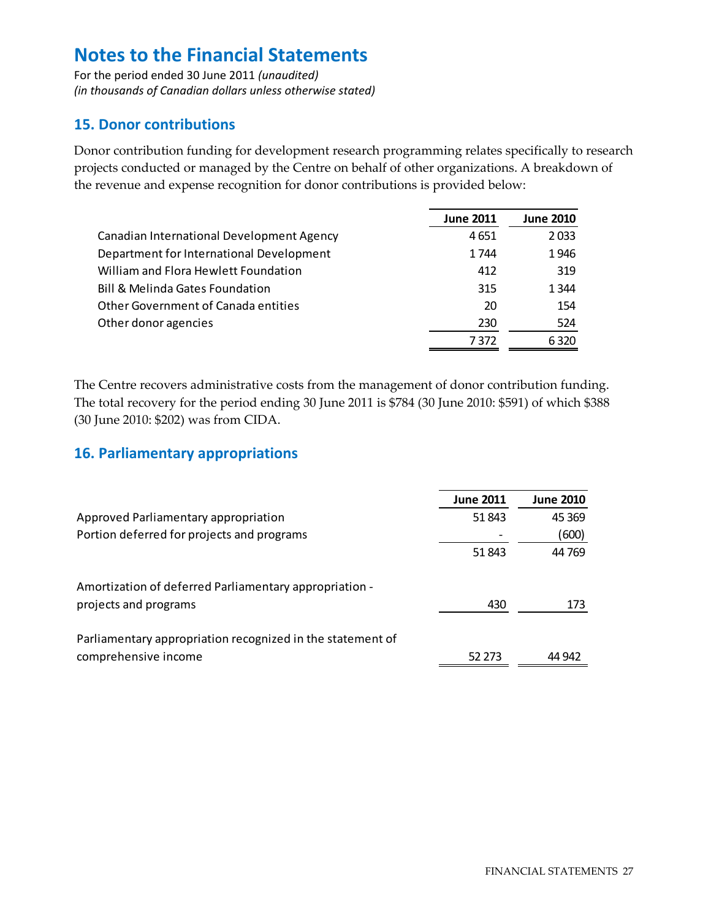# Notes to the Financial Statements

For the period ended 30 June 2011 *(unaudited)*
*(in thousands of Canadian dollars unless otherwise stated)*

## 15. Donor contributions

Donor contribution funding for development research programming relates specifically to research projects conducted or managed by the Centre on behalf of other organizations. A breakdown of the revenue and expense recognition for donor contributions is provided below:

| | June 2011 | June 2010 |
|---|---|---|
| Canadian International Development Agency | 4 651 | 2 033 |
| Department for International Development | 1 744 | 1 946 |
| William and Flora Hewlett Foundation | 412 | 319 |
| Bill & Melinda Gates Foundation | 315 | 1 344 |
| Other Government of Canada entities | 20 | 154 |
| Other donor agencies | 230 | 524 |
| | 7 372 | 6 320 |

The Centre recovers administrative costs from the management of donor contribution funding. The total recovery for the period ending 30 June 2011 is $784 (30 June 2010: $591) of which $388 (30 June 2010: $202) was from CIDA.

## 16. Parliamentary appropriations

| | June 2011 | June 2010 |
|---|---|---|
| Approved Parliamentary appropriation | 51 843 | 45 369 |
| Portion deferred for projects and programs | - | (600) |
| | 51 843 | 44 769 |
| Amortization of deferred Parliamentary appropriation - projects and programs | 430 | 173 |
| Parliamentary appropriation recognized in the statement of comprehensive income | 52 273 | 44 942 |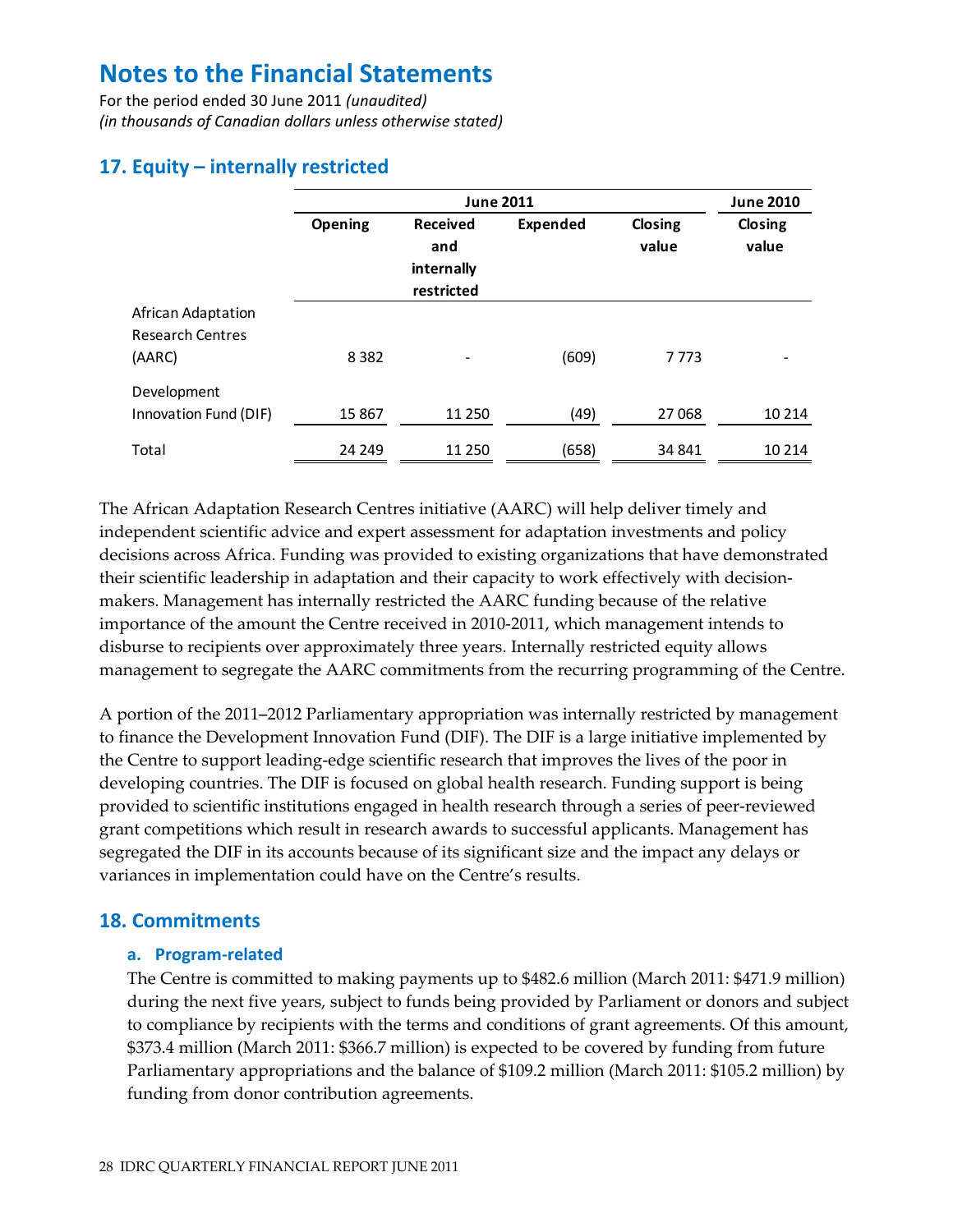# Notes to the Financial Statements

For the period ended 30 June 2011 *(unaudited)*
*(in thousands of Canadian dollars unless otherwise stated)*

## 17. Equity – internally restricted

| | June 2011 | | | | June 2010 |
|---|---|---|---|---|---|
| | **Opening** | **Received and internally restricted** | **Expended** | **Closing value** | **Closing value** |
| African Adaptation Research Centres (AARC) | 8 382 | - | (609) | 7 773 | - |
| Development Innovation Fund (DIF) | 15 867 | 11 250 | (49) | 27 068 | 10 214 |
| Total | 24 249 | 11 250 | (658) | 34 841 | 10 214 |

The African Adaptation Research Centres initiative (AARC) will help deliver timely and independent scientific advice and expert assessment for adaptation investments and policy decisions across Africa. Funding was provided to existing organizations that have demonstrated their scientific leadership in adaptation and their capacity to work effectively with decision-makers. Management has internally restricted the AARC funding because of the relative importance of the amount the Centre received in 2010-2011, which management intends to disburse to recipients over approximately three years. Internally restricted equity allows management to segregate the AARC commitments from the recurring programming of the Centre.

A portion of the 2011–2012 Parliamentary appropriation was internally restricted by management to finance the Development Innovation Fund (DIF). The DIF is a large initiative implemented by the Centre to support leading-edge scientific research that improves the lives of the poor in developing countries. The DIF is focused on global health research. Funding support is being provided to scientific institutions engaged in health research through a series of peer-reviewed grant competitions which result in research awards to successful applicants. Management has segregated the DIF in its accounts because of its significant size and the impact any delays or variances in implementation could have on the Centre's results.

## 18. Commitments

### a. Program-related

The Centre is committed to making payments up to $482.6 million (March 2011: $471.9 million) during the next five years, subject to funds being provided by Parliament or donors and subject to compliance by recipients with the terms and conditions of grant agreements. Of this amount, $373.4 million (March 2011: $366.7 million) is expected to be covered by funding from future Parliamentary appropriations and the balance of $109.2 million (March 2011: $105.2 million) by funding from donor contribution agreements.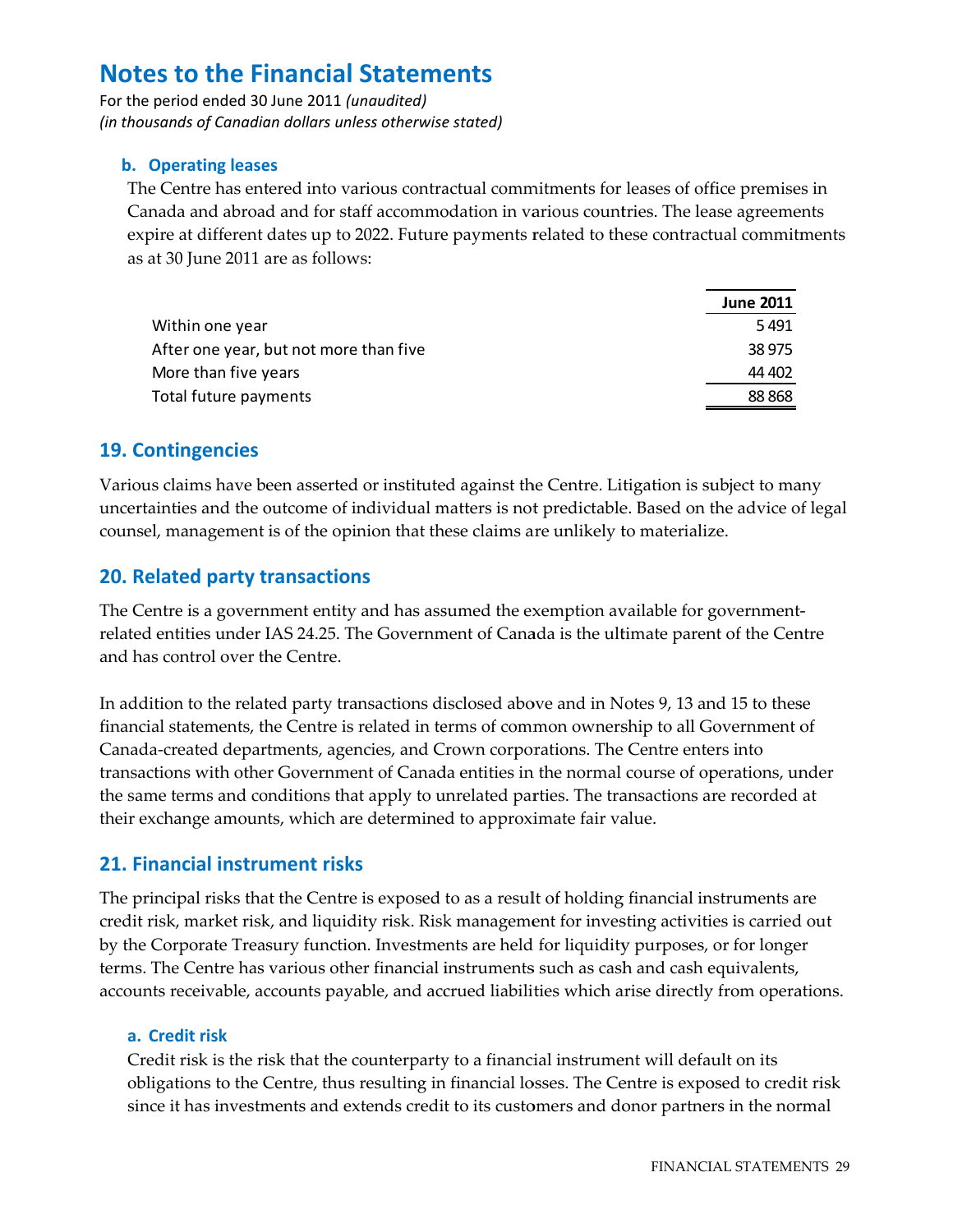# Notes to the Financial Statements

For the period ended 30 June 2011 *(unaudited)*
*(in thousands of Canadian dollars unless otherwise stated)*

### b. Operating leases

The Centre has entered into various contractual commitments for leases of office premises in Canada and abroad and for staff accommodation in various countries. The lease agreements expire at different dates up to 2022. Future payments related to these contractual commitments as at 30 June 2011 are as follows:

| | June 2011 |
|---|---|
| Within one year | 5 491 |
| After one year, but not more than five | 38 975 |
| More than five years | 44 402 |
| Total future payments | 88 868 |

## 19. Contingencies

Various claims have been asserted or instituted against the Centre. Litigation is subject to many uncertainties and the outcome of individual matters is not predictable. Based on the advice of legal counsel, management is of the opinion that these claims are unlikely to materialize.

## 20. Related party transactions

The Centre is a government entity and has assumed the exemption available for government-related entities under IAS 24.25. The Government of Canada is the ultimate parent of the Centre and has control over the Centre.

In addition to the related party transactions disclosed above and in Notes 9, 13 and 15 to these financial statements, the Centre is related in terms of common ownership to all Government of Canada-created departments, agencies, and Crown corporations. The Centre enters into transactions with other Government of Canada entities in the normal course of operations, under the same terms and conditions that apply to unrelated parties. The transactions are recorded at their exchange amounts, which are determined to approximate fair value.

## 21. Financial instrument risks

The principal risks that the Centre is exposed to as a result of holding financial instruments are credit risk, market risk, and liquidity risk. Risk management for investing activities is carried out by the Corporate Treasury function. Investments are held for liquidity purposes, or for longer terms. The Centre has various other financial instruments such as cash and cash equivalents, accounts receivable, accounts payable, and accrued liabilities which arise directly from operations.

### a. Credit risk

Credit risk is the risk that the counterparty to a financial instrument will default on its obligations to the Centre, thus resulting in financial losses. The Centre is exposed to credit risk since it has investments and extends credit to its customers and donor partners in the normal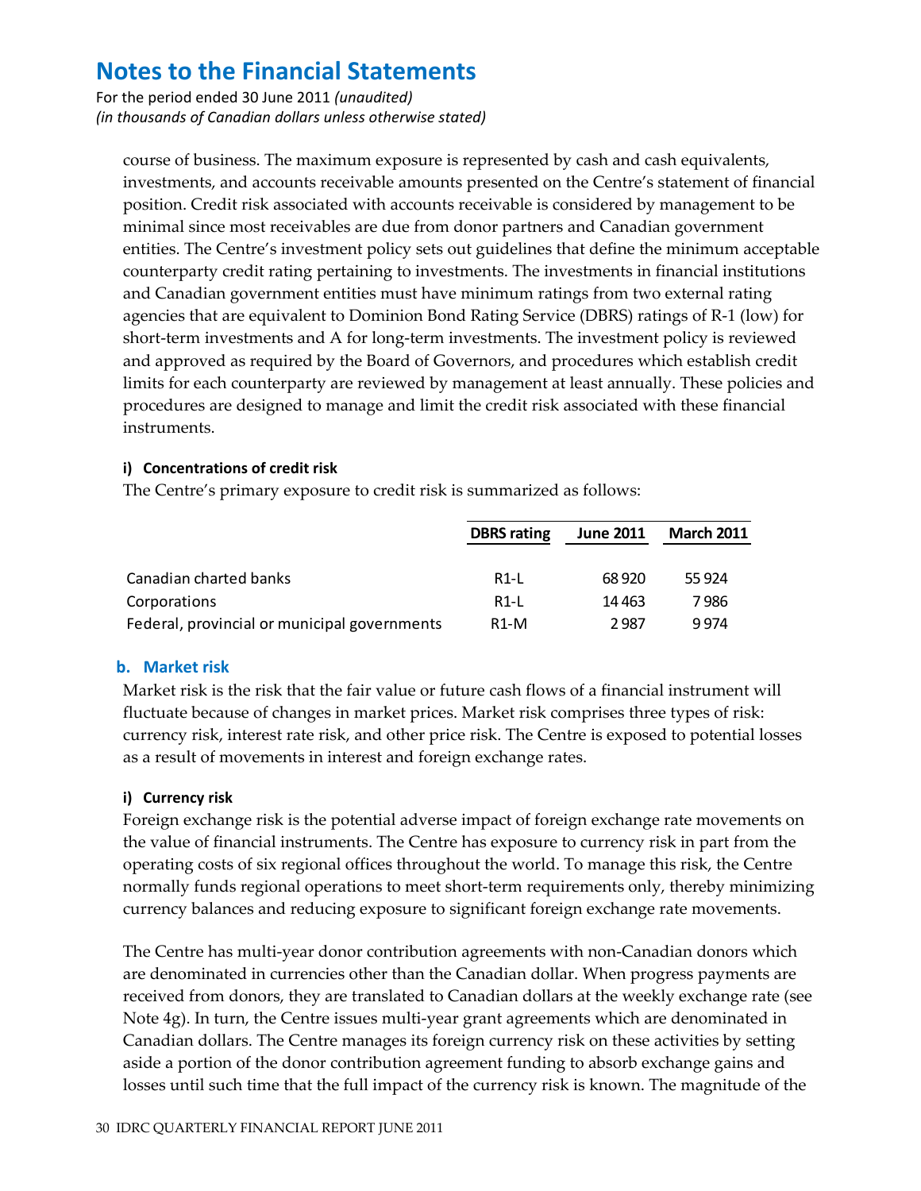course of business. The maximum exposure is represented by cash and cash equivalents, investments, and accounts receivable amounts presented on the Centre's statement of financial position. Credit risk associated with accounts receivable is considered by management to be minimal since most receivables are due from donor partners and Canadian government entities. The Centre's investment policy sets out guidelines that define the minimum acceptable counterparty credit rating pertaining to investments. The investments in financial institutions and Canadian government entities must have minimum ratings from two external rating agencies that are equivalent to Dominion Bond Rating Service (DBRS) ratings of R-1 (low) for short-term investments and A for long-term investments. The investment policy is reviewed and approved as required by the Board of Governors, and procedures which establish credit limits for each counterparty are reviewed by management at least annually. These policies and procedures are designed to manage and limit the credit risk associated with these financial instruments.

#### i) Concentrations of credit risk

The Centre's primary exposure to credit risk is summarized as follows:

| | DBRS rating | June 2011 | March 2011 |
|---|---|---|---|
| Canadian charted banks | R1-L | 68 920 | 55 924 |
| Corporations | R1-L | 14 463 | 7 986 |
| Federal, provincial or municipal governments | R1-M | 2 987 | 9 974 |

### b. Market risk

Market risk is the risk that the fair value or future cash flows of a financial instrument will fluctuate because of changes in market prices. Market risk comprises three types of risk: currency risk, interest rate risk, and other price risk. The Centre is exposed to potential losses as a result of movements in interest and foreign exchange rates.

#### i) Currency risk

Foreign exchange risk is the potential adverse impact of foreign exchange rate movements on the value of financial instruments. The Centre has exposure to currency risk in part from the operating costs of six regional offices throughout the world. To manage this risk, the Centre normally funds regional operations to meet short-term requirements only, thereby minimizing currency balances and reducing exposure to significant foreign exchange rate movements.

The Centre has multi-year donor contribution agreements with non-Canadian donors which are denominated in currencies other than the Canadian dollar. When progress payments are received from donors, they are translated to Canadian dollars at the weekly exchange rate (see Note 4g). In turn, the Centre issues multi-year grant agreements which are denominated in Canadian dollars. The Centre manages its foreign currency risk on these activities by setting aside a portion of the donor contribution agreement funding to absorb exchange gains and losses until such time that the full impact of the currency risk is known. The magnitude of the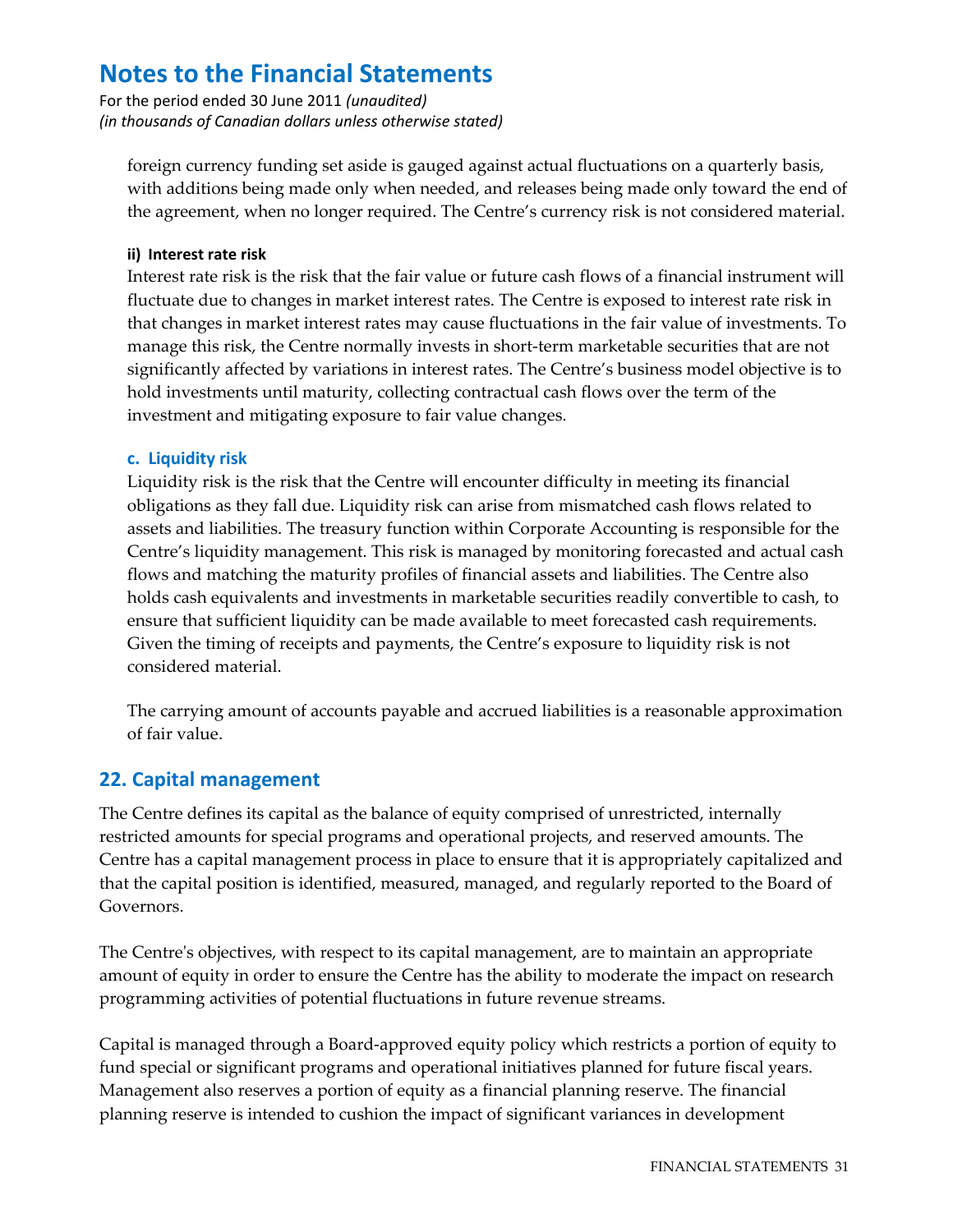foreign currency funding set aside is gauged against actual fluctuations on a quarterly basis, with additions being made only when needed, and releases being made only toward the end of the agreement, when no longer required. The Centre's currency risk is not considered material.

#### ii) Interest rate risk

Interest rate risk is the risk that the fair value or future cash flows of a financial instrument will fluctuate due to changes in market interest rates. The Centre is exposed to interest rate risk in that changes in market interest rates may cause fluctuations in the fair value of investments. To manage this risk, the Centre normally invests in short-term marketable securities that are not significantly affected by variations in interest rates. The Centre's business model objective is to hold investments until maturity, collecting contractual cash flows over the term of the investment and mitigating exposure to fair value changes.

### c. Liquidity risk

Liquidity risk is the risk that the Centre will encounter difficulty in meeting its financial obligations as they fall due. Liquidity risk can arise from mismatched cash flows related to assets and liabilities. The treasury function within Corporate Accounting is responsible for the Centre's liquidity management. This risk is managed by monitoring forecasted and actual cash flows and matching the maturity profiles of financial assets and liabilities. The Centre also holds cash equivalents and investments in marketable securities readily convertible to cash, to ensure that sufficient liquidity can be made available to meet forecasted cash requirements. Given the timing of receipts and payments, the Centre's exposure to liquidity risk is not considered material.

The carrying amount of accounts payable and accrued liabilities is a reasonable approximation of fair value.

## 22. Capital management

The Centre defines its capital as the balance of equity comprised of unrestricted, internally restricted amounts for special programs and operational projects, and reserved amounts. The Centre has a capital management process in place to ensure that it is appropriately capitalized and that the capital position is identified, measured, managed, and regularly reported to the Board of Governors.

The Centre's objectives, with respect to its capital management, are to maintain an appropriate amount of equity in order to ensure the Centre has the ability to moderate the impact on research programming activities of potential fluctuations in future revenue streams.

Capital is managed through a Board-approved equity policy which restricts a portion of equity to fund special or significant programs and operational initiatives planned for future fiscal years. Management also reserves a portion of equity as a financial planning reserve. The financial planning reserve is intended to cushion the impact of significant variances in development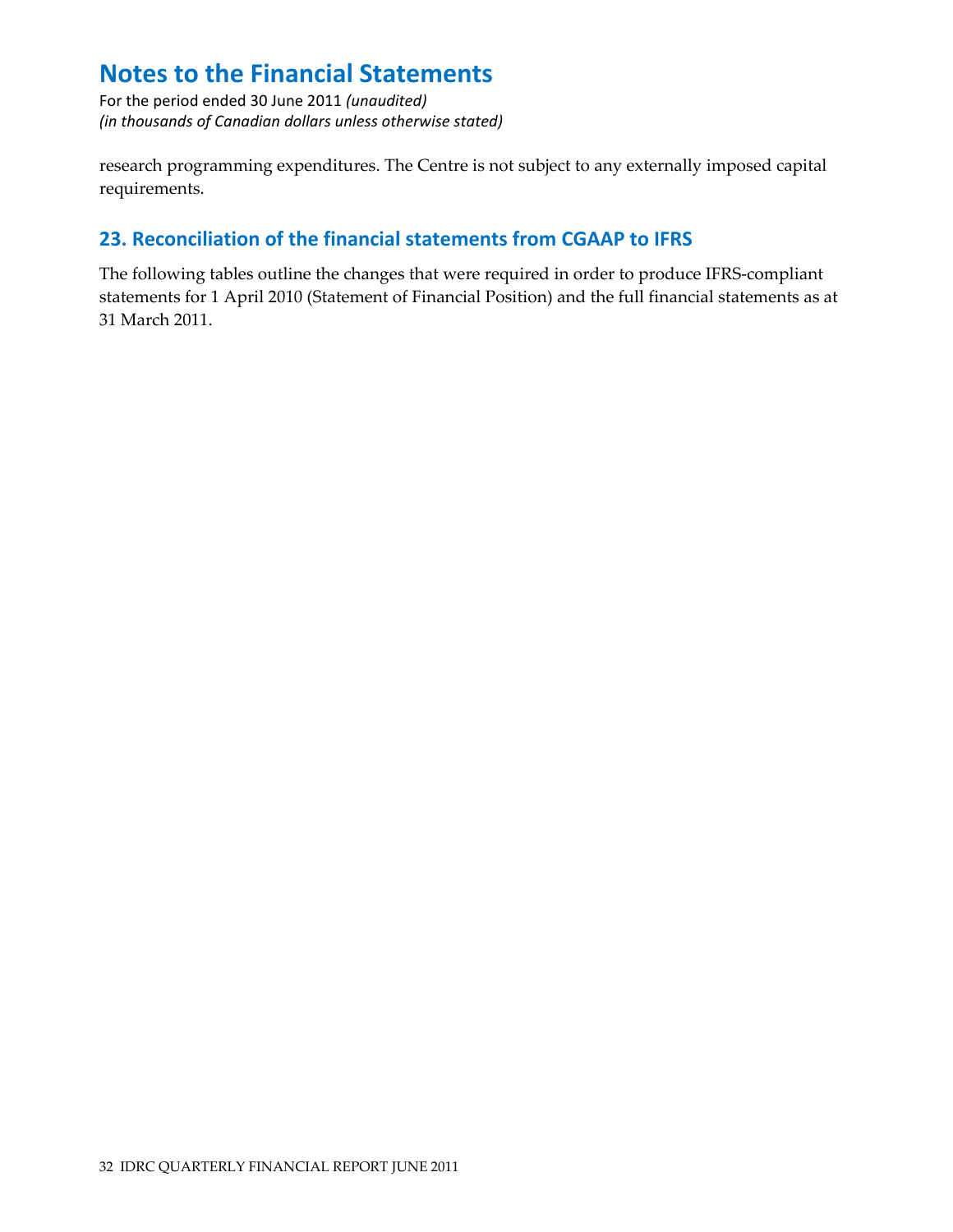research programming expenditures. The Centre is not subject to any externally imposed capital requirements.

## 23. Reconciliation of the financial statements from CGAAP to IFRS

The following tables outline the changes that were required in order to produce IFRS-compliant statements for 1 April 2010 (Statement of Financial Position) and the full financial statements as at 31 March 2011.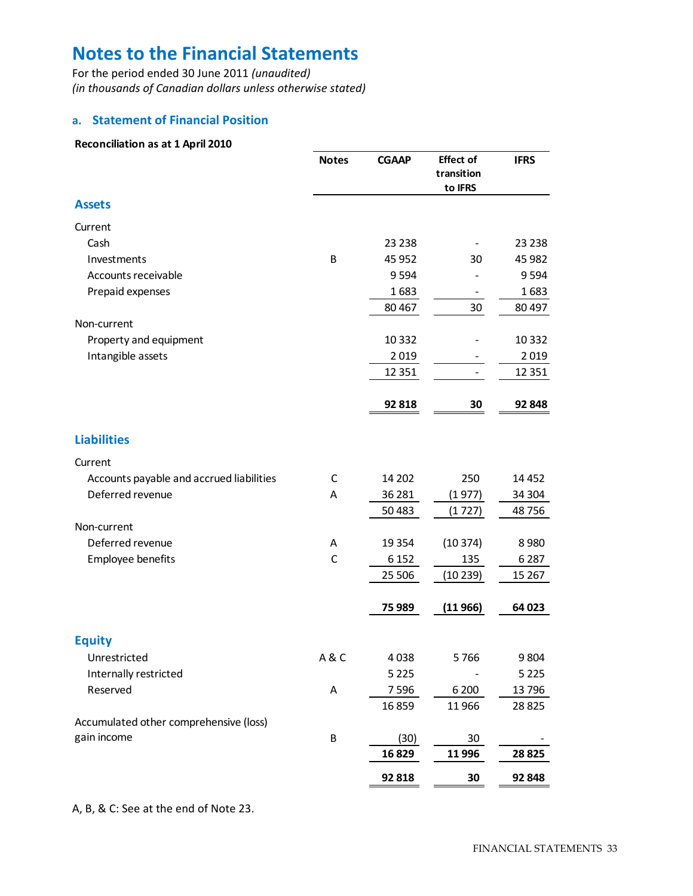# Notes to the Financial Statements

For the period ended 30 June 2011 *(unaudited)*
*(in thousands of Canadian dollars unless otherwise stated)*

### a. Statement of Financial Position

**Reconciliation as at 1 April 2010**

| | Notes | CGAAP | Effect of transition to IFRS | IFRS |
|---|---|---|---|---|
| **Assets** | | | | |
| Current | | | | |
| Cash | | 23 238 | - | 23 238 |
| Investments | B | 45 952 | 30 | 45 982 |
| Accounts receivable | | 9 594 | - | 9 594 |
| Prepaid expenses | | 1 683 | - | 1 683 |
| | | 80 467 | 30 | 80 497 |
| Non-current | | | | |
| Property and equipment | | 10 332 | - | 10 332 |
| Intangible assets | | 2 019 | - | 2 019 |
| | | 12 351 | - | 12 351 |
| | | **92 818** | **30** | **92 848** |
| **Liabilities** | | | | |
| Current | | | | |
| Accounts payable and accrued liabilities | C | 14 202 | 250 | 14 452 |
| Deferred revenue | A | 36 281 | (1 977) | 34 304 |
| | | 50 483 | (1 727) | 48 756 |
| Non-current | | | | |
| Deferred revenue | A | 19 354 | (10 374) | 8 980 |
| Employee benefits | C | 6 152 | 135 | 6 287 |
| | | 25 506 | (10 239) | 15 267 |
| | | **75 989** | **(11 966)** | **64 023** |
| **Equity** | | | | |
| Unrestricted | A & C | 4 038 | 5 766 | 9 804 |
| Internally restricted | | 5 225 | - | 5 225 |
| Reserved | A | 7 596 | 6 200 | 13 796 |
| | | 16 859 | 11 966 | 28 825 |
| Accumulated other comprehensive (loss) gain income | B | (30) | 30 | - |
| | | **16 829** | **11 996** | **28 825** |
| | | **92 818** | **30** | **92 848** |

A, B, & C: See at the end of Note 23.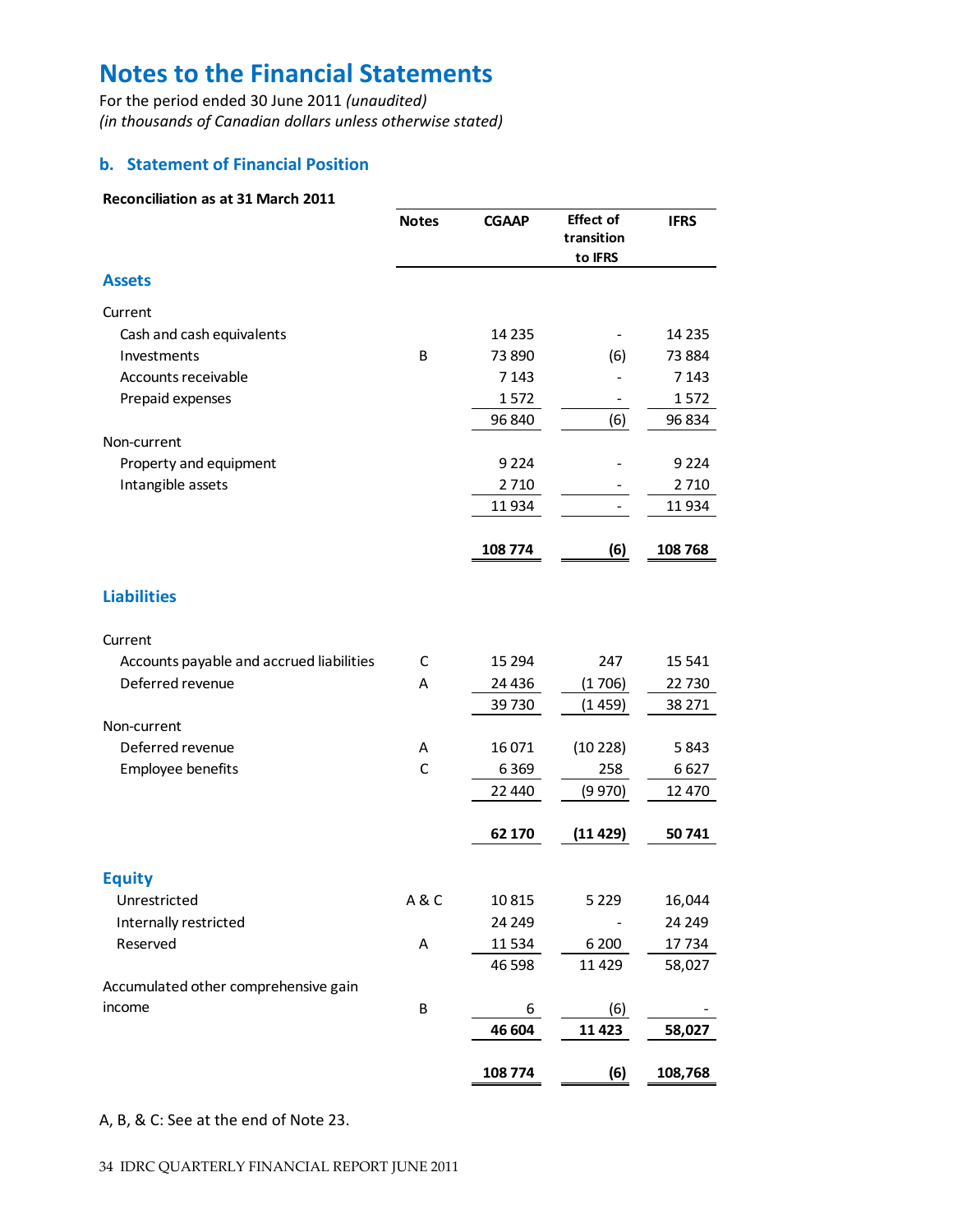# Notes to the Financial Statements

For the period ended 30 June 2011 *(unaudited)*
*(in thousands of Canadian dollars unless otherwise stated)*

## b. Statement of Financial Position

**Reconciliation as at 31 March 2011**

| | Notes | CGAAP | Effect of transition to IFRS | IFRS |
|---|---|---|---|---|
| **Assets** | | | | |
| Current | | | | |
| Cash and cash equivalents | | 14 235 | - | 14 235 |
| Investments | B | 73 890 | (6) | 73 884 |
| Accounts receivable | | 7 143 | - | 7 143 |
| Prepaid expenses | | 1 572 | - | 1 572 |
| | | 96 840 | (6) | 96 834 |
| Non-current | | | | |
| Property and equipment | | 9 224 | - | 9 224 |
| Intangible assets | | 2 710 | - | 2 710 |
| | | 11 934 | - | 11 934 |
| | | **108 774** | **(6)** | **108 768** |
| **Liabilities** | | | | |
| Current | | | | |
| Accounts payable and accrued liabilities | C | 15 294 | 247 | 15 541 |
| Deferred revenue | A | 24 436 | (1 706) | 22 730 |
| | | 39 730 | (1 459) | 38 271 |
| Non-current | | | | |
| Deferred revenue | A | 16 071 | (10 228) | 5 843 |
| Employee benefits | C | 6 369 | 258 | 6 627 |
| | | 22 440 | (9 970) | 12 470 |
| | | **62 170** | **(11 429)** | **50 741** |
| **Equity** | | | | |
| Unrestricted | A & C | 10 815 | 5 229 | 16,044 |
| Internally restricted | | 24 249 | - | 24 249 |
| Reserved | A | 11 534 | 6 200 | 17 734 |
| | | 46 598 | 11 429 | 58,027 |
| Accumulated other comprehensive gain income | B | 6 | (6) | - |
| | | **46 604** | **11 423** | **58,027** |
| | | **108 774** | **(6)** | **108,768** |

A, B, & C: See at the end of Note 23.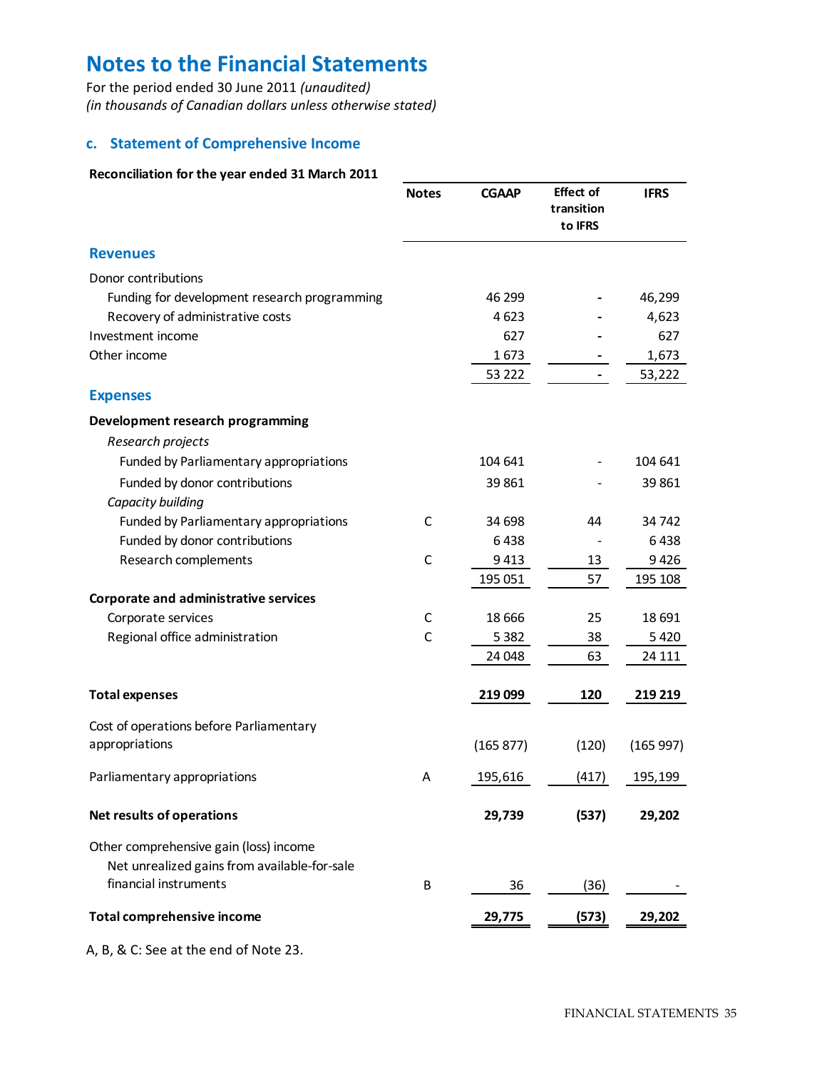# Notes to the Financial Statements

For the period ended 30 June 2011 *(unaudited)*
*(in thousands of Canadian dollars unless otherwise stated)*

### c. Statement of Comprehensive Income

**Reconciliation for the year ended 31 March 2011**

| | Notes | CGAAP | Effect of transition to IFRS | IFRS |
|---|---|---|---|---|
| **Revenues** | | | | |
| Donor contributions | | | | |
| Funding for development research programming | | 46 299 | - | 46,299 |
| Recovery of administrative costs | | 4 623 | - | 4,623 |
| Investment income | | 627 | - | 627 |
| Other income | | 1 673 | - | 1,673 |
| | | 53 222 | - | 53,222 |
| **Expenses** | | | | |
| **Development research programming** | | | | |
| *Research projects* | | | | |
| Funded by Parliamentary appropriations | | 104 641 | - | 104 641 |
| Funded by donor contributions | | 39 861 | - | 39 861 |
| *Capacity building* | | | | |
| Funded by Parliamentary appropriations | C | 34 698 | 44 | 34 742 |
| Funded by donor contributions | | 6 438 | - | 6 438 |
| Research complements | C | 9 413 | 13 | 9 426 |
| | | 195 051 | 57 | 195 108 |
| **Corporate and administrative services** | | | | |
| Corporate services | C | 18 666 | 25 | 18 691 |
| Regional office administration | C | 5 382 | 38 | 5 420 |
| | | 24 048 | 63 | 24 111 |
| **Total expenses** | | **219 099** | **120** | **219 219** |
| Cost of operations before Parliamentary appropriations | | (165 877) | (120) | (165 997) |
| Parliamentary appropriations | A | 195,616 | (417) | 195,199 |
| **Net results of operations** | | **29,739** | **(537)** | **29,202** |
| Other comprehensive gain (loss) income | | | | |
| Net unrealized gains from available-for-sale financial instruments | B | 36 | (36) | - |
| **Total comprehensive income** | | **29,775** | **(573)** | **29,202** |

A, B, & C: See at the end of Note 23.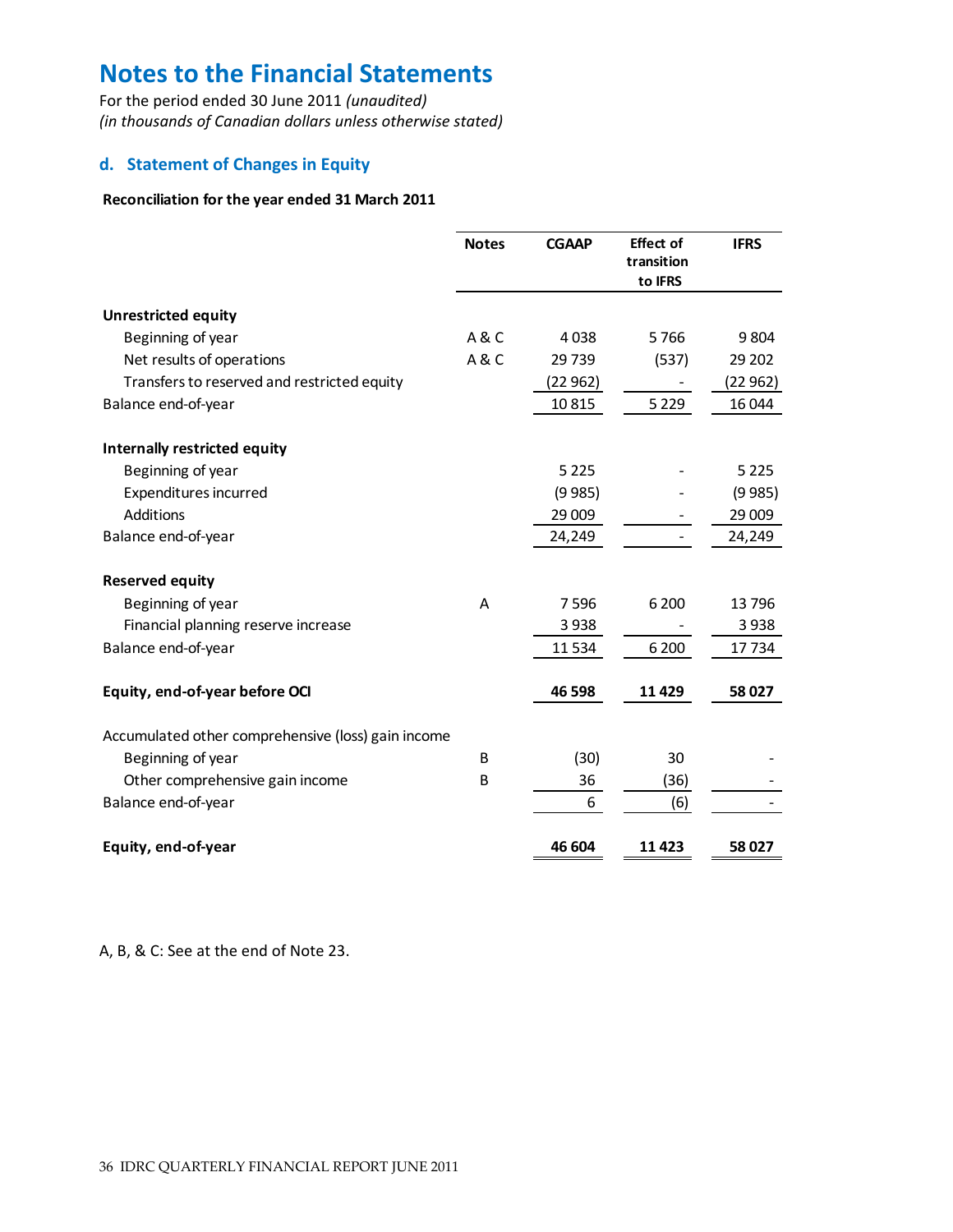# Notes to the Financial Statements

For the period ended 30 June 2011 *(unaudited)*
*(in thousands of Canadian dollars unless otherwise stated)*

## d. Statement of Changes in Equity

**Reconciliation for the year ended 31 March 2011**

| | Notes | CGAAP | Effect of transition to IFRS | IFRS |
|---|---|---|---|---|
| **Unrestricted equity** | | | | |
| Beginning of year | A & C | 4 038 | 5 766 | 9 804 |
| Net results of operations | A & C | 29 739 | (537) | 29 202 |
| Transfers to reserved and restricted equity | | (22 962) | - | (22 962) |
| Balance end-of-year | | 10 815 | 5 229 | 16 044 |
| **Internally restricted equity** | | | | |
| Beginning of year | | 5 225 | - | 5 225 |
| Expenditures incurred | | (9 985) | - | (9 985) |
| Additions | | 29 009 | - | 29 009 |
| Balance end-of-year | | 24,249 | - | 24,249 |
| **Reserved equity** | | | | |
| Beginning of year | A | 7 596 | 6 200 | 13 796 |
| Financial planning reserve increase | | 3 938 | - | 3 938 |
| Balance end-of-year | | 11 534 | 6 200 | 17 734 |
| **Equity, end-of-year before OCI** | | **46 598** | **11 429** | **58 027** |
| Accumulated other comprehensive (loss) gain income | | | | |
| Beginning of year | B | (30) | 30 | - |
| Other comprehensive gain income | B | 36 | (36) | - |
| Balance end-of-year | | 6 | (6) | - |
| **Equity, end-of-year** | | **46 604** | **11 423** | **58 027** |

A, B, & C: See at the end of Note 23.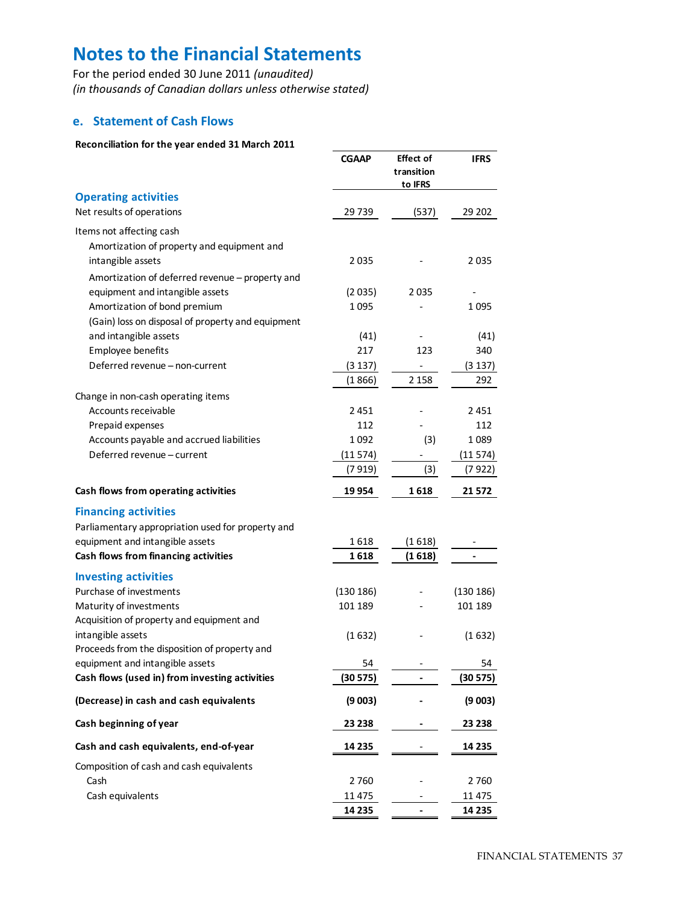# Notes to the Financial Statements

For the period ended 30 June 2011 *(unaudited)*
*(in thousands of Canadian dollars unless otherwise stated)*

## e. Statement of Cash Flows

**Reconciliation for the year ended 31 March 2011**

| | CGAAP | Effect of transition to IFRS | IFRS |
|---|---|---|---|
| **Operating activities** | | | |
| Net results of operations | 29 739 | (537) | 29 202 |
| Items not affecting cash | | | |
| Amortization of property and equipment and intangible assets | 2 035 | - | 2 035 |
| Amortization of deferred revenue – property and equipment and intangible assets | (2 035) | 2 035 | - |
| Amortization of bond premium | 1 095 | - | 1 095 |
| (Gain) loss on disposal of property and equipment and intangible assets | (41) | - | (41) |
| Employee benefits | 217 | 123 | 340 |
| Deferred revenue – non-current | (3 137) | - | (3 137) |
| | (1 866) | 2 158 | 292 |
| Change in non-cash operating items | | | |
| Accounts receivable | 2 451 | - | 2 451 |
| Prepaid expenses | 112 | - | 112 |
| Accounts payable and accrued liabilities | 1 092 | (3) | 1 089 |
| Deferred revenue – current | (11 574) | - | (11 574) |
| | (7 919) | (3) | (7 922) |
| **Cash flows from operating activities** | **19 954** | **1 618** | **21 572** |
| **Financing activities** | | | |
| Parliamentary appropriation used for property and equipment and intangible assets | 1 618 | (1 618) | - |
| **Cash flows from financing activities** | **1 618** | **(1 618)** | **-** |
| **Investing activities** | | | |
| Purchase of investments | (130 186) | - | (130 186) |
| Maturity of investments | 101 189 | - | 101 189 |
| Acquisition of property and equipment and intangible assets | (1 632) | - | (1 632) |
| Proceeds from the disposition of property and equipment and intangible assets | 54 | - | 54 |
| **Cash flows (used in) from investing activities** | **(30 575)** | **-** | **(30 575)** |
| **(Decrease) in cash and cash equivalents** | **(9 003)** | **-** | **(9 003)** |
| **Cash beginning of year** | **23 238** | **-** | **23 238** |
| **Cash and cash equivalents, end-of-year** | **14 235** | - | **14 235** |
| Composition of cash and cash equivalents | | | |
| Cash | 2 760 | - | 2 760 |
| Cash equivalents | 11 475 | - | 11 475 |
| | **14 235** | **-** | **14 235** |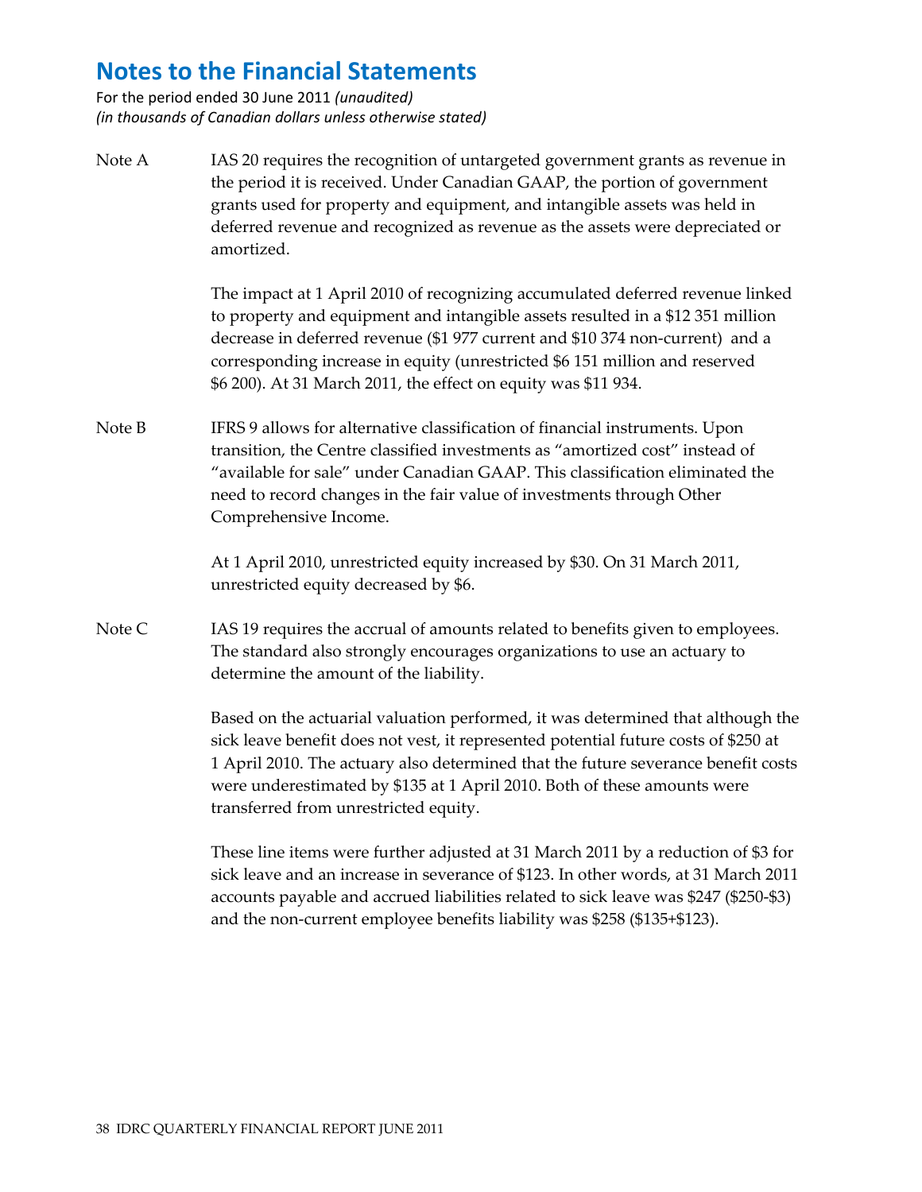# Notes to the Financial Statements

For the period ended 30 June 2011 *(unaudited)*
*(in thousands of Canadian dollars unless otherwise stated)*

Note A — IAS 20 requires the recognition of untargeted government grants as revenue in the period it is received. Under Canadian GAAP, the portion of government grants used for property and equipment, and intangible assets was held in deferred revenue and recognized as revenue as the assets were depreciated or amortized.

The impact at 1 April 2010 of recognizing accumulated deferred revenue linked to property and equipment and intangible assets resulted in a $12 351 million decrease in deferred revenue ($1 977 current and $10 374 non-current) and a corresponding increase in equity (unrestricted $6 151 million and reserved $6 200). At 31 March 2011, the effect on equity was $11 934.

Note B — IFRS 9 allows for alternative classification of financial instruments. Upon transition, the Centre classified investments as "amortized cost" instead of "available for sale" under Canadian GAAP. This classification eliminated the need to record changes in the fair value of investments through Other Comprehensive Income.

At 1 April 2010, unrestricted equity increased by $30. On 31 March 2011, unrestricted equity decreased by $6.

Note C — IAS 19 requires the accrual of amounts related to benefits given to employees. The standard also strongly encourages organizations to use an actuary to determine the amount of the liability.

Based on the actuarial valuation performed, it was determined that although the sick leave benefit does not vest, it represented potential future costs of $250 at 1 April 2010. The actuary also determined that the future severance benefit costs were underestimated by $135 at 1 April 2010. Both of these amounts were transferred from unrestricted equity.

These line items were further adjusted at 31 March 2011 by a reduction of $3 for sick leave and an increase in severance of $123. In other words, at 31 March 2011 accounts payable and accrued liabilities related to sick leave was $247 ($250-$3) and the non-current employee benefits liability was $258 ($135+$123).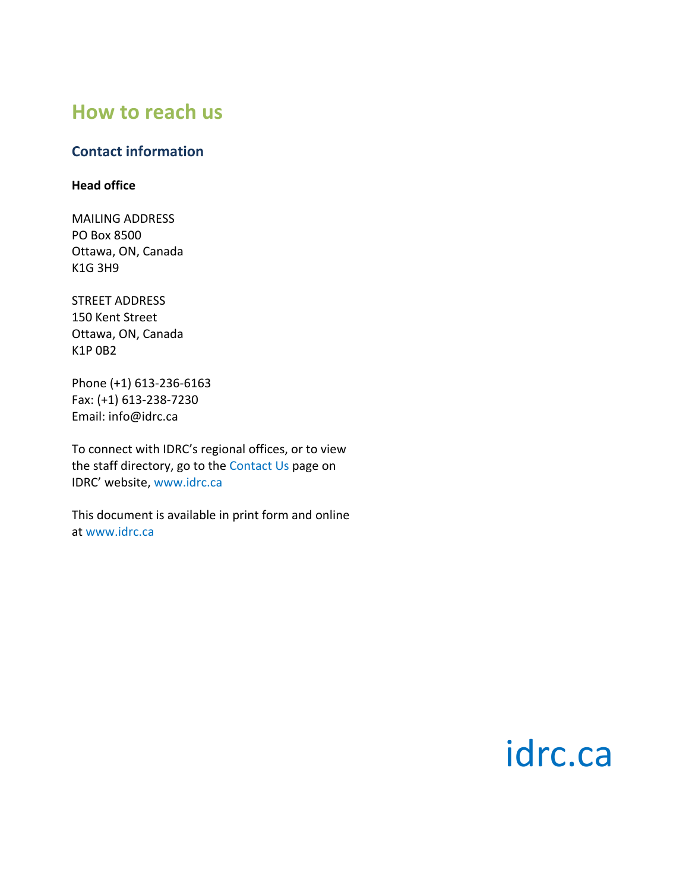# How to reach us

## Contact information

**Head office**

MAILING ADDRESS
PO Box 8500
Ottawa, ON, Canada
K1G 3H9

STREET ADDRESS
150 Kent Street
Ottawa, ON, Canada
K1P 0B2

Phone (+1) 613-236-6163
Fax: (+1) 613-238-7230
Email: info@idrc.ca

To connect with IDRC's regional offices, or to view the staff directory, go to the Contact Us page on IDRC' website, www.idrc.ca

This document is available in print form and online at www.idrc.ca

idrc.ca